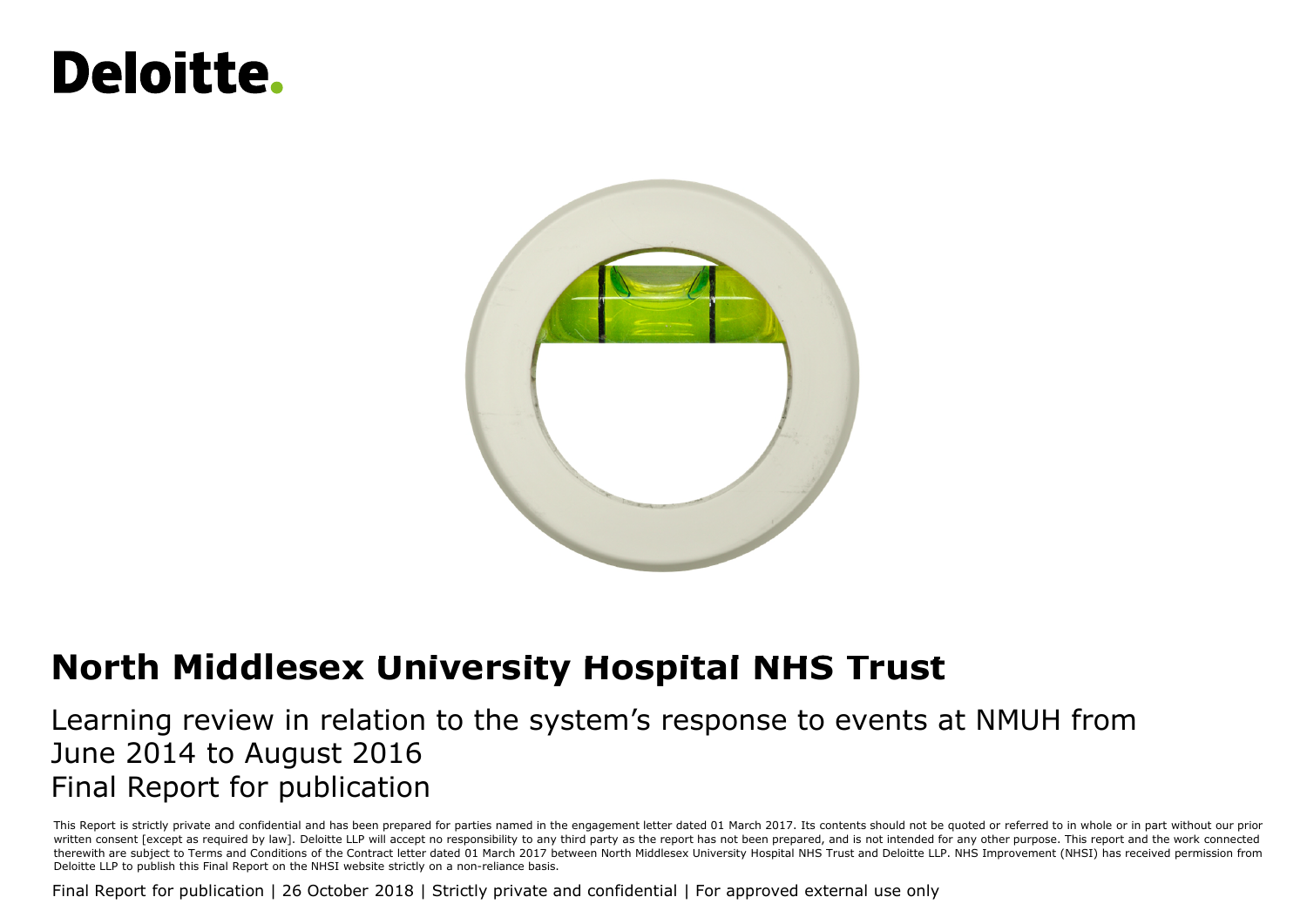Deloitte.

# North Middlesex University Hospital NHS Trust

## Learning review in relation to the system's response to events at NMUH from June 2014 to August 2016
## Final Report for publication

This Report is strictly private and confidential and has been prepared for parties named in the engagement letter dated 01 March 2017. Its contents should not be quoted or referred to in whole or in part without our prior written consent [except as required by law]. Deloitte LLP will accept no responsibility to any third party as the report has not been prepared, and is not intended for any other purpose. This report and the work connected therewith are subject to Terms and Conditions of the Contract letter dated 01 March 2017 between North Middlesex University Hospital NHS Trust and Deloitte LLP. NHS Improvement (NHSI) has received permission from Deloitte LLP to publish this Final Report on the NHSI website strictly on a non-reliance basis.

Final Report for publication | 26 October 2018 | Strictly private and confidential | For approved external use only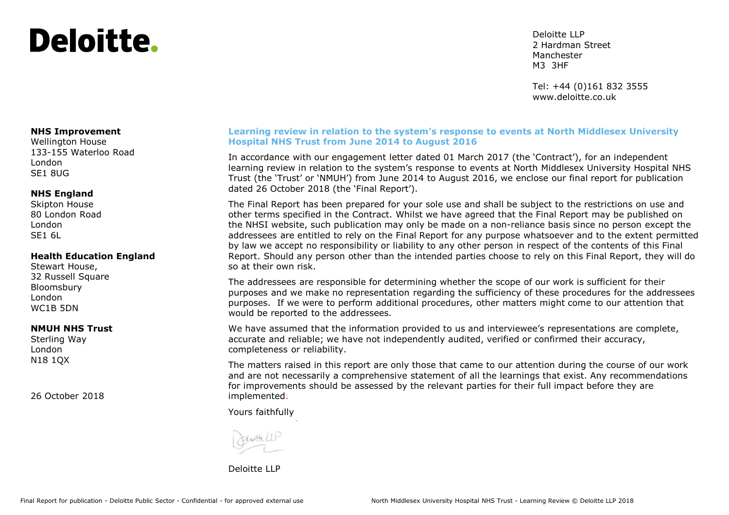# Deloitte.

Deloitte LLP
2 Hardman Street
Manchester
M3 3HF

Tel: +44 (0)161 832 3555
www.deloitte.co.uk

**NHS Improvement**
Wellington House
133-155 Waterloo Road
London
SE1 8UG

**NHS England**
Skipton House
80 London Road
London
SE1 6L

**Health Education England**
Stewart House,
32 Russell Square
Bloomsbury
London
WC1B 5DN

**NMUH NHS Trust**
Sterling Way
London
N18 1QX

26 October 2018

**Learning review in relation to the system's response to events at North Middlesex University Hospital NHS Trust from June 2014 to August 2016**

In accordance with our engagement letter dated 01 March 2017 (the 'Contract'), for an independent learning review in relation to the system's response to events at North Middlesex University Hospital NHS Trust (the 'Trust' or 'NMUH') from June 2014 to August 2016, we enclose our final report for publication dated 26 October 2018 (the 'Final Report').

The Final Report has been prepared for your sole use and shall be subject to the restrictions on use and other terms specified in the Contract. Whilst we have agreed that the Final Report may be published on the NHSI website, such publication may only be made on a non-reliance basis since no person except the addressees are entitled to rely on the Final Report for any purpose whatsoever and to the extent permitted by law we accept no responsibility or liability to any other person in respect of the contents of this Final Report. Should any person other than the intended parties choose to rely on this Final Report, they will do so at their own risk.

The addressees are responsible for determining whether the scope of our work is sufficient for their purposes and we make no representation regarding the sufficiency of these procedures for the addressees purposes. If we were to perform additional procedures, other matters might come to our attention that would be reported to the addressees.

We have assumed that the information provided to us and interviewee's representations are complete, accurate and reliable; we have not independently audited, verified or confirmed their accuracy, completeness or reliability.

The matters raised in this report are only those that came to our attention during the course of our work and are not necessarily a comprehensive statement of all the learnings that exist. Any recommendations for improvements should be assessed by the relevant parties for their full impact before they are implemented.

Yours faithfully

Deloitte LLP

Deloitte LLP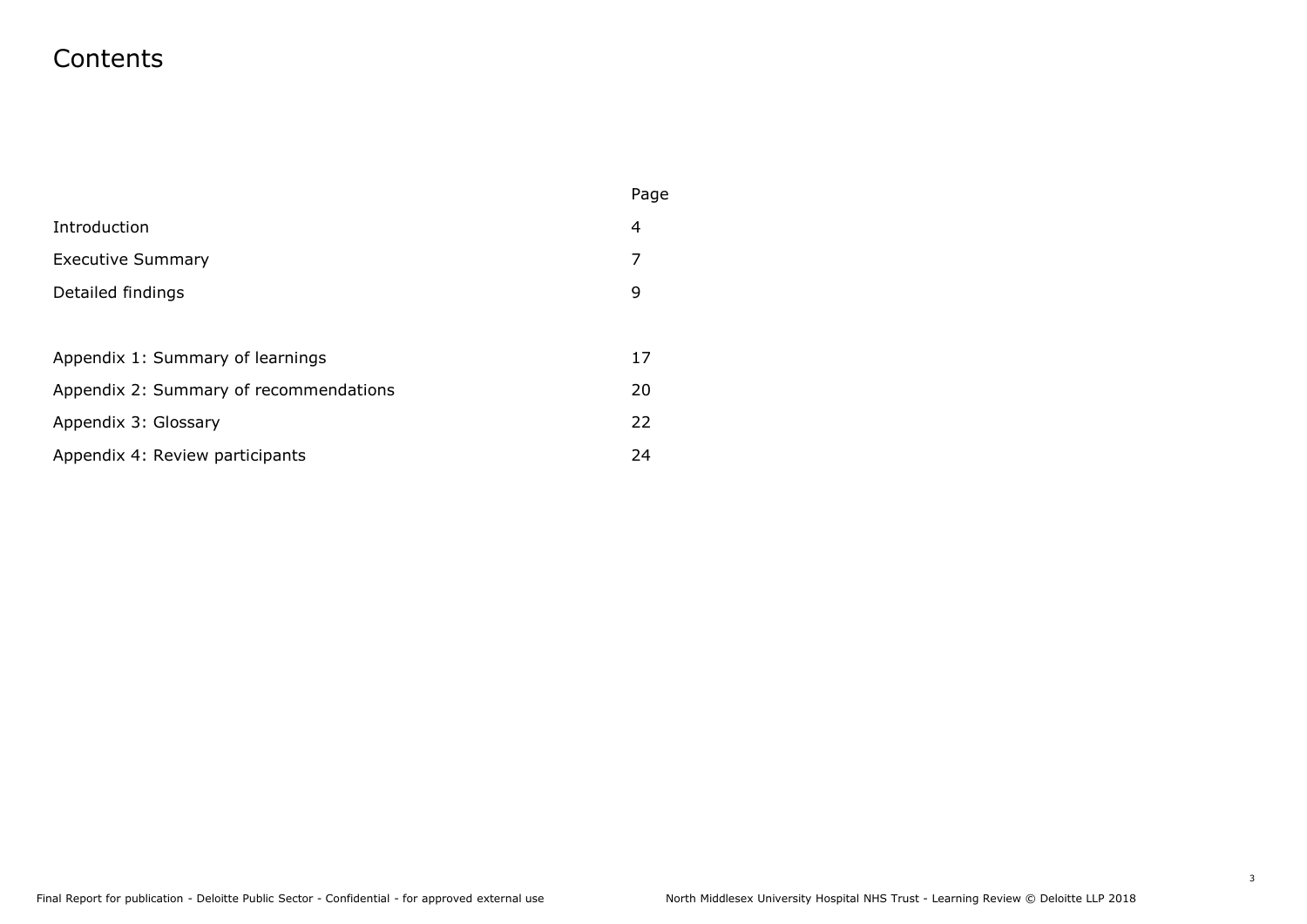# Contents

| | Page |
|---|---|
| Introduction | 4 |
| Executive Summary | 7 |
| Detailed findings | 9 |
| | |
| Appendix 1: Summary of learnings | 17 |
| Appendix 2: Summary of recommendations | 20 |
| Appendix 3: Glossary | 22 |
| Appendix 4: Review participants | 24 |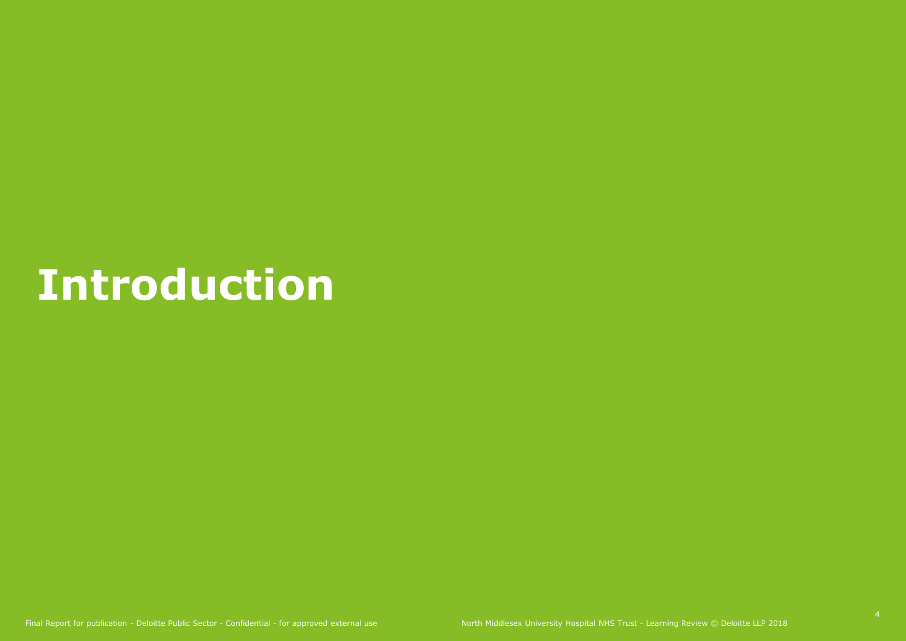# Introduction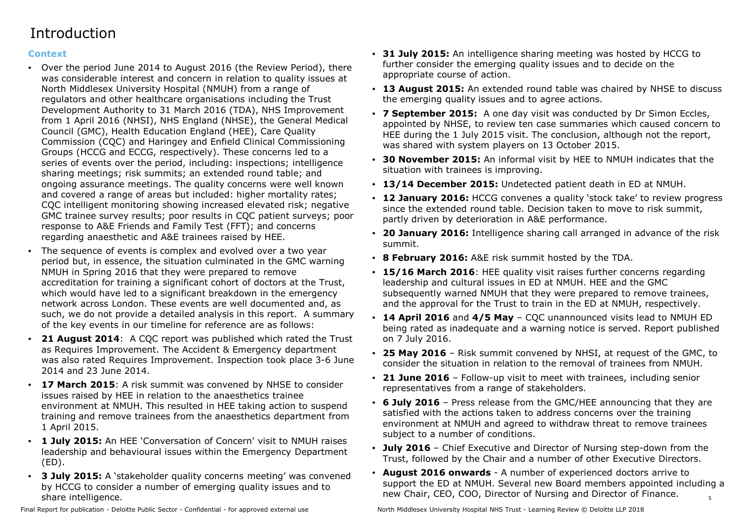# Introduction

### Context

- Over the period June 2014 to August 2016 (the Review Period), there was considerable interest and concern in relation to quality issues at North Middlesex University Hospital (NMUH) from a range of regulators and other healthcare organisations including the Trust Development Authority to 31 March 2016 (TDA), NHS Improvement from 1 April 2016 (NHSI), NHS England (NHSE), the General Medical Council (GMC), Health Education England (HEE), Care Quality Commission (CQC) and Haringey and Enfield Clinical Commissioning Groups (HCCG and ECCG, respectively). These concerns led to a series of events over the period, including: inspections; intelligence sharing meetings; risk summits; an extended round table; and ongoing assurance meetings. The quality concerns were well known and covered a range of areas but included: higher mortality rates; CQC intelligent monitoring showing increased elevated risk; negative GMC trainee survey results; poor results in CQC patient surveys; poor response to A&E Friends and Family Test (FFT); and concerns regarding anaesthetic and A&E trainees raised by HEE.
- The sequence of events is complex and evolved over a two year period but, in essence, the situation culminated in the GMC warning NMUH in Spring 2016 that they were prepared to remove accreditation for training a significant cohort of doctors at the Trust, which would have led to a significant breakdown in the emergency network across London. These events are well documented and, as such, we do not provide a detailed analysis in this report. A summary of the key events in our timeline for reference are as follows:
- **21 August 2014**: A CQC report was published which rated the Trust as Requires Improvement. The Accident & Emergency department was also rated Requires Improvement. Inspection took place 3-6 June 2014 and 23 June 2014.
- **17 March 2015**: A risk summit was convened by NHSE to consider issues raised by HEE in relation to the anaesthetics trainee environment at NMUH. This resulted in HEE taking action to suspend training and remove trainees from the anaesthetics department from 1 April 2015.
- **1 July 2015:** An HEE 'Conversation of Concern' visit to NMUH raises leadership and behavioural issues within the Emergency Department (ED).
- **3 July 2015:** A 'stakeholder quality concerns meeting' was convened by HCCG to consider a number of emerging quality issues and to share intelligence.
- **31 July 2015:** An intelligence sharing meeting was hosted by HCCG to further consider the emerging quality issues and to decide on the appropriate course of action.
- **13 August 2015:** An extended round table was chaired by NHSE to discuss the emerging quality issues and to agree actions.
- **7 September 2015:** A one day visit was conducted by Dr Simon Eccles, appointed by NHSE, to review ten case summaries which caused concern to HEE during the 1 July 2015 visit. The conclusion, although not the report, was shared with system players on 13 October 2015.
- **30 November 2015:** An informal visit by HEE to NMUH indicates that the situation with trainees is improving.
- **13/14 December 2015:** Undetected patient death in ED at NMUH.
- **12 January 2016:** HCCG convenes a quality 'stock take' to review progress since the extended round table. Decision taken to move to risk summit, partly driven by deterioration in A&E performance.
- **20 January 2016:** Intelligence sharing call arranged in advance of the risk summit.
- **8 February 2016:** A&E risk summit hosted by the TDA.
- **15/16 March 2016**: HEE quality visit raises further concerns regarding leadership and cultural issues in ED at NMUH. HEE and the GMC subsequently warned NMUH that they were prepared to remove trainees, and the approval for the Trust to train in the ED at NMUH, respectively.
- **14 April 2016** and **4/5 May** – CQC unannounced visits lead to NMUH ED being rated as inadequate and a warning notice is served. Report published on 7 July 2016.
- **25 May 2016** – Risk summit convened by NHSI, at request of the GMC, to consider the situation in relation to the removal of trainees from NMUH.
- **21 June 2016** – Follow-up visit to meet with trainees, including senior representatives from a range of stakeholders.
- **6 July 2016** – Press release from the GMC/HEE announcing that they are satisfied with the actions taken to address concerns over the training environment at NMUH and agreed to withdraw threat to remove trainees subject to a number of conditions.
- **July 2016** – Chief Executive and Director of Nursing step-down from the Trust, followed by the Chair and a number of other Executive Directors.
- **August 2016 onwards** - A number of experienced doctors arrive to support the ED at NMUH. Several new Board members appointed including a new Chair, CEO, COO, Director of Nursing and Director of Finance.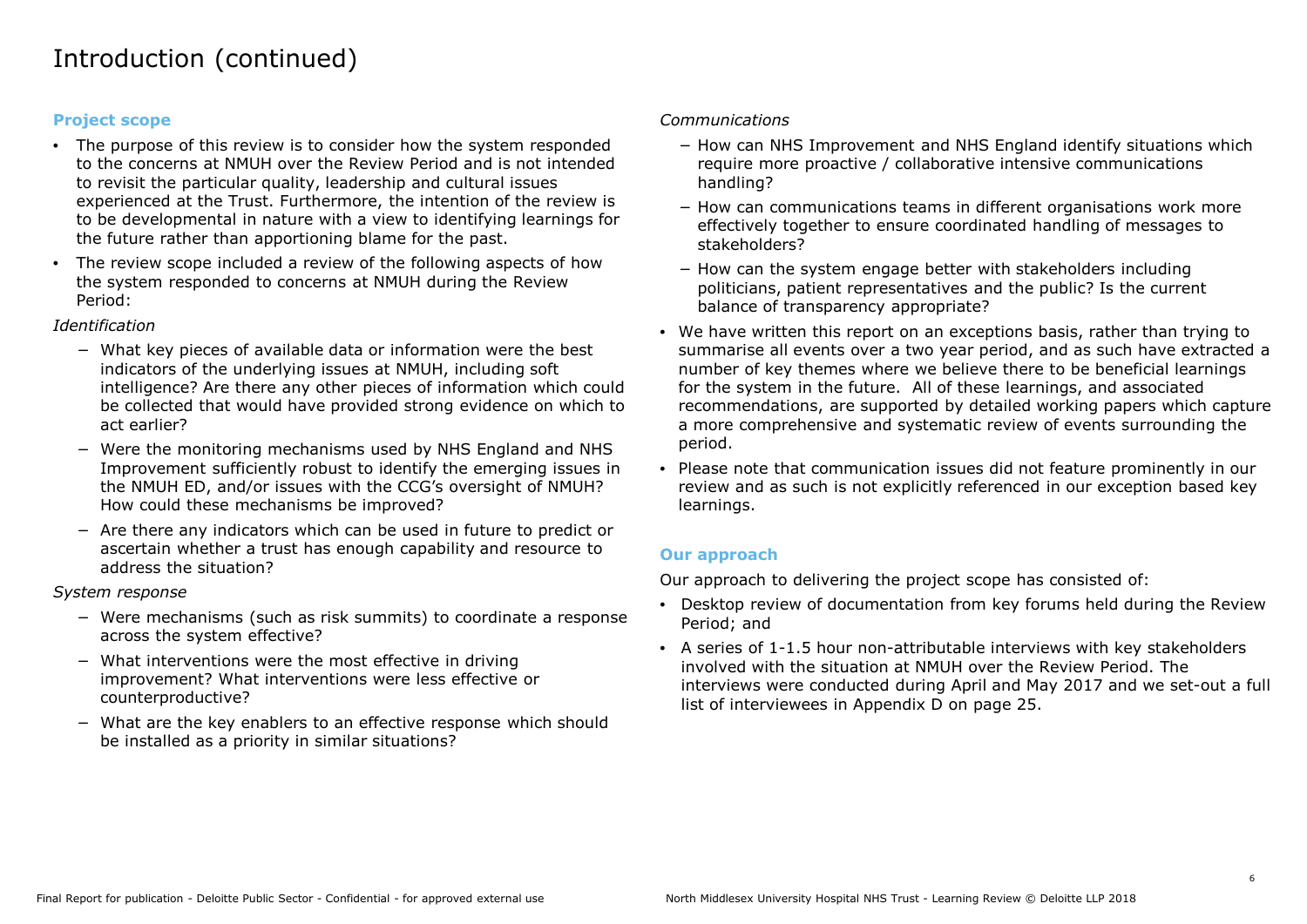# Introduction (continued)

### Project scope

- The purpose of this review is to consider how the system responded to the concerns at NMUH over the Review Period and is not intended to revisit the particular quality, leadership and cultural issues experienced at the Trust. Furthermore, the intention of the review is to be developmental in nature with a view to identifying learnings for the future rather than apportioning blame for the past.
- The review scope included a review of the following aspects of how the system responded to concerns at NMUH during the Review Period:

*Identification*

  - What key pieces of available data or information were the best indicators of the underlying issues at NMUH, including soft intelligence? Are there any other pieces of information which could be collected that would have provided strong evidence on which to act earlier?
  - Were the monitoring mechanisms used by NHS England and NHS Improvement sufficiently robust to identify the emerging issues in the NMUH ED, and/or issues with the CCG's oversight of NMUH? How could these mechanisms be improved?
  - Are there any indicators which can be used in future to predict or ascertain whether a trust has enough capability and resource to address the situation?

*System response*

  - Were mechanisms (such as risk summits) to coordinate a response across the system effective?
  - What interventions were the most effective in driving improvement? What interventions were less effective or counterproductive?
  - What are the key enablers to an effective response which should be installed as a priority in similar situations?

*Communications*

  - How can NHS Improvement and NHS England identify situations which require more proactive / collaborative intensive communications handling?
  - How can communications teams in different organisations work more effectively together to ensure coordinated handling of messages to stakeholders?
  - How can the system engage better with stakeholders including politicians, patient representatives and the public? Is the current balance of transparency appropriate?

- We have written this report on an exceptions basis, rather than trying to summarise all events over a two year period, and as such have extracted a number of key themes where we believe there to be beneficial learnings for the system in the future. All of these learnings, and associated recommendations, are supported by detailed working papers which capture a more comprehensive and systematic review of events surrounding the period.
- Please note that communication issues did not feature prominently in our review and as such is not explicitly referenced in our exception based key learnings.

### Our approach

Our approach to delivering the project scope has consisted of:

- Desktop review of documentation from key forums held during the Review Period; and
- A series of 1-1.5 hour non-attributable interviews with key stakeholders involved with the situation at NMUH over the Review Period. The interviews were conducted during April and May 2017 and we set-out a full list of interviewees in Appendix D on page 25.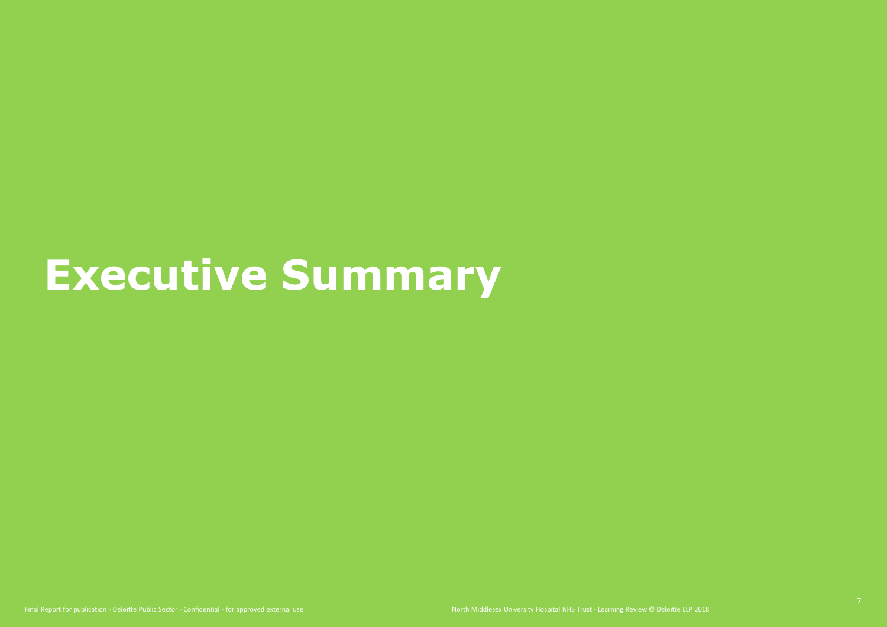# Executive Summary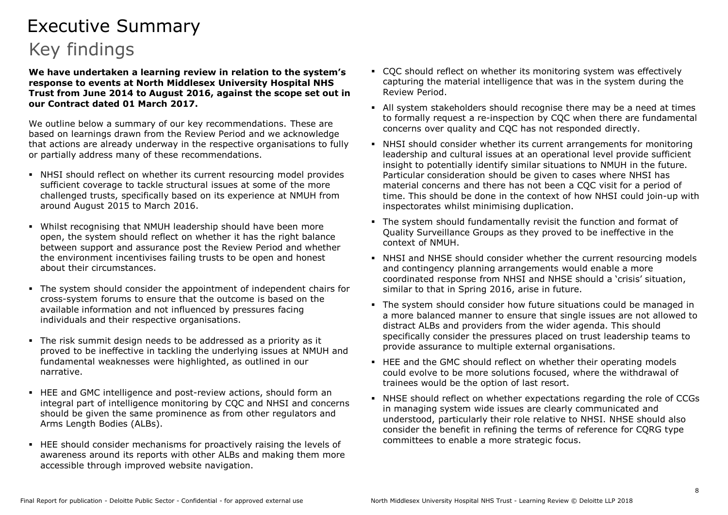# Executive Summary

## Key findings

**We have undertaken a learning review in relation to the system's response to events at North Middlesex University Hospital NHS Trust from June 2014 to August 2016, against the scope set out in our Contract dated 01 March 2017.**

We outline below a summary of our key recommendations. These are based on learnings drawn from the Review Period and we acknowledge that actions are already underway in the respective organisations to fully or partially address many of these recommendations.

- NHSI should reflect on whether its current resourcing model provides sufficient coverage to tackle structural issues at some of the more challenged trusts, specifically based on its experience at NMUH from around August 2015 to March 2016.
- Whilst recognising that NMUH leadership should have been more open, the system should reflect on whether it has the right balance between support and assurance post the Review Period and whether the environment incentivises failing trusts to be open and honest about their circumstances.
- The system should consider the appointment of independent chairs for cross-system forums to ensure that the outcome is based on the available information and not influenced by pressures facing individuals and their respective organisations.
- The risk summit design needs to be addressed as a priority as it proved to be ineffective in tackling the underlying issues at NMUH and fundamental weaknesses were highlighted, as outlined in our narrative.
- HEE and GMC intelligence and post-review actions, should form an integral part of intelligence monitoring by CQC and NHSI and concerns should be given the same prominence as from other regulators and Arms Length Bodies (ALBs).
- HEE should consider mechanisms for proactively raising the levels of awareness around its reports with other ALBs and making them more accessible through improved website navigation.
- CQC should reflect on whether its monitoring system was effectively capturing the material intelligence that was in the system during the Review Period.
- All system stakeholders should recognise there may be a need at times to formally request a re-inspection by CQC when there are fundamental concerns over quality and CQC has not responded directly.
- NHSI should consider whether its current arrangements for monitoring leadership and cultural issues at an operational level provide sufficient insight to potentially identify similar situations to NMUH in the future. Particular consideration should be given to cases where NHSI has material concerns and there has not been a CQC visit for a period of time. This should be done in the context of how NHSI could join-up with inspectorates whilst minimising duplication.
- The system should fundamentally revisit the function and format of Quality Surveillance Groups as they proved to be ineffective in the context of NMUH.
- NHSI and NHSE should consider whether the current resourcing models and contingency planning arrangements would enable a more coordinated response from NHSI and NHSE should a 'crisis' situation, similar to that in Spring 2016, arise in future.
- The system should consider how future situations could be managed in a more balanced manner to ensure that single issues are not allowed to distract ALBs and providers from the wider agenda. This should specifically consider the pressures placed on trust leadership teams to provide assurance to multiple external organisations.
- HEE and the GMC should reflect on whether their operating models could evolve to be more solutions focused, where the withdrawal of trainees would be the option of last resort.
- NHSE should reflect on whether expectations regarding the role of CCGs in managing system wide issues are clearly communicated and understood, particularly their role relative to NHSI. NHSE should also consider the benefit in refining the terms of reference for CQRG type committees to enable a more strategic focus.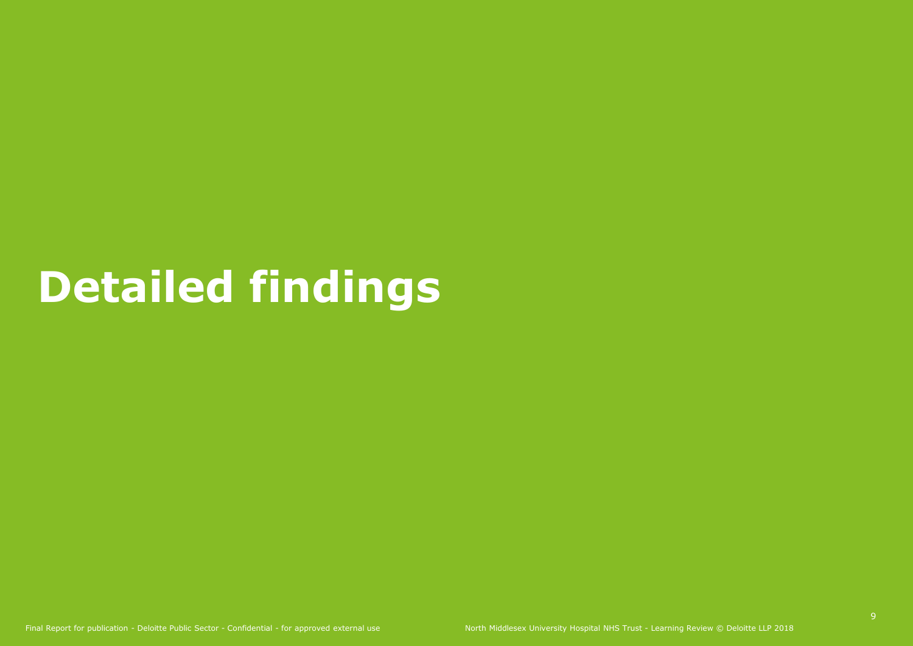# Detailed findings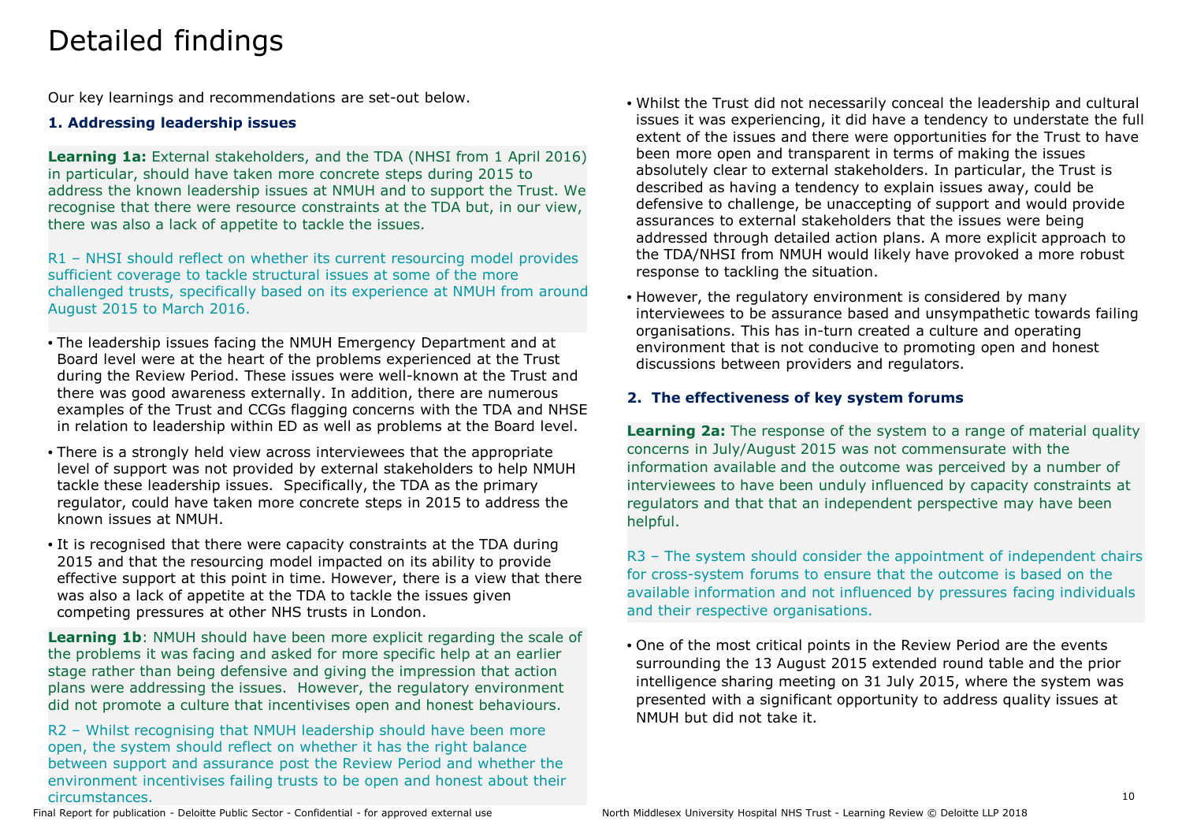# Detailed findings

Our key learnings and recommendations are set-out below.

### 1. Addressing leadership issues

**Learning 1a:** External stakeholders, and the TDA (NHSI from 1 April 2016) in particular, should have taken more concrete steps during 2015 to address the known leadership issues at NMUH and to support the Trust. We recognise that there were resource constraints at the TDA but, in our view, there was also a lack of appetite to tackle the issues.

R1 – NHSI should reflect on whether its current resourcing model provides sufficient coverage to tackle structural issues at some of the more challenged trusts, specifically based on its experience at NMUH from around August 2015 to March 2016.

- The leadership issues facing the NMUH Emergency Department and at Board level were at the heart of the problems experienced at the Trust during the Review Period. These issues were well-known at the Trust and there was good awareness externally. In addition, there are numerous examples of the Trust and CCGs flagging concerns with the TDA and NHSE in relation to leadership within ED as well as problems at the Board level.
- There is a strongly held view across interviewees that the appropriate level of support was not provided by external stakeholders to help NMUH tackle these leadership issues. Specifically, the TDA as the primary regulator, could have taken more concrete steps in 2015 to address the known issues at NMUH.
- It is recognised that there were capacity constraints at the TDA during 2015 and that the resourcing model impacted on its ability to provide effective support at this point in time. However, there is a view that there was also a lack of appetite at the TDA to tackle the issues given competing pressures at other NHS trusts in London.

**Learning 1b**: NMUH should have been more explicit regarding the scale of the problems it was facing and asked for more specific help at an earlier stage rather than being defensive and giving the impression that action plans were addressing the issues. However, the regulatory environment did not promote a culture that incentivises open and honest behaviours.

R2 – Whilst recognising that NMUH leadership should have been more open, the system should reflect on whether it has the right balance between support and assurance post the Review Period and whether the environment incentivises failing trusts to be open and honest about their circumstances.

- Whilst the Trust did not necessarily conceal the leadership and cultural issues it was experiencing, it did have a tendency to understate the full extent of the issues and there were opportunities for the Trust to have been more open and transparent in terms of making the issues absolutely clear to external stakeholders. In particular, the Trust is described as having a tendency to explain issues away, could be defensive to challenge, be unaccepting of support and would provide assurances to external stakeholders that the issues were being addressed through detailed action plans. A more explicit approach to the TDA/NHSI from NMUH would likely have provoked a more robust response to tackling the situation.
- However, the regulatory environment is considered by many interviewees to be assurance based and unsympathetic towards failing organisations. This has in-turn created a culture and operating environment that is not conducive to promoting open and honest discussions between providers and regulators.

### 2. The effectiveness of key system forums

**Learning 2a:** The response of the system to a range of material quality concerns in July/August 2015 was not commensurate with the information available and the outcome was perceived by a number of interviewees to have been unduly influenced by capacity constraints at regulators and that that an independent perspective may have been helpful.

R3 – The system should consider the appointment of independent chairs for cross-system forums to ensure that the outcome is based on the available information and not influenced by pressures facing individuals and their respective organisations.

- One of the most critical points in the Review Period are the events surrounding the 13 August 2015 extended round table and the prior intelligence sharing meeting on 31 July 2015, where the system was presented with a significant opportunity to address quality issues at NMUH but did not take it.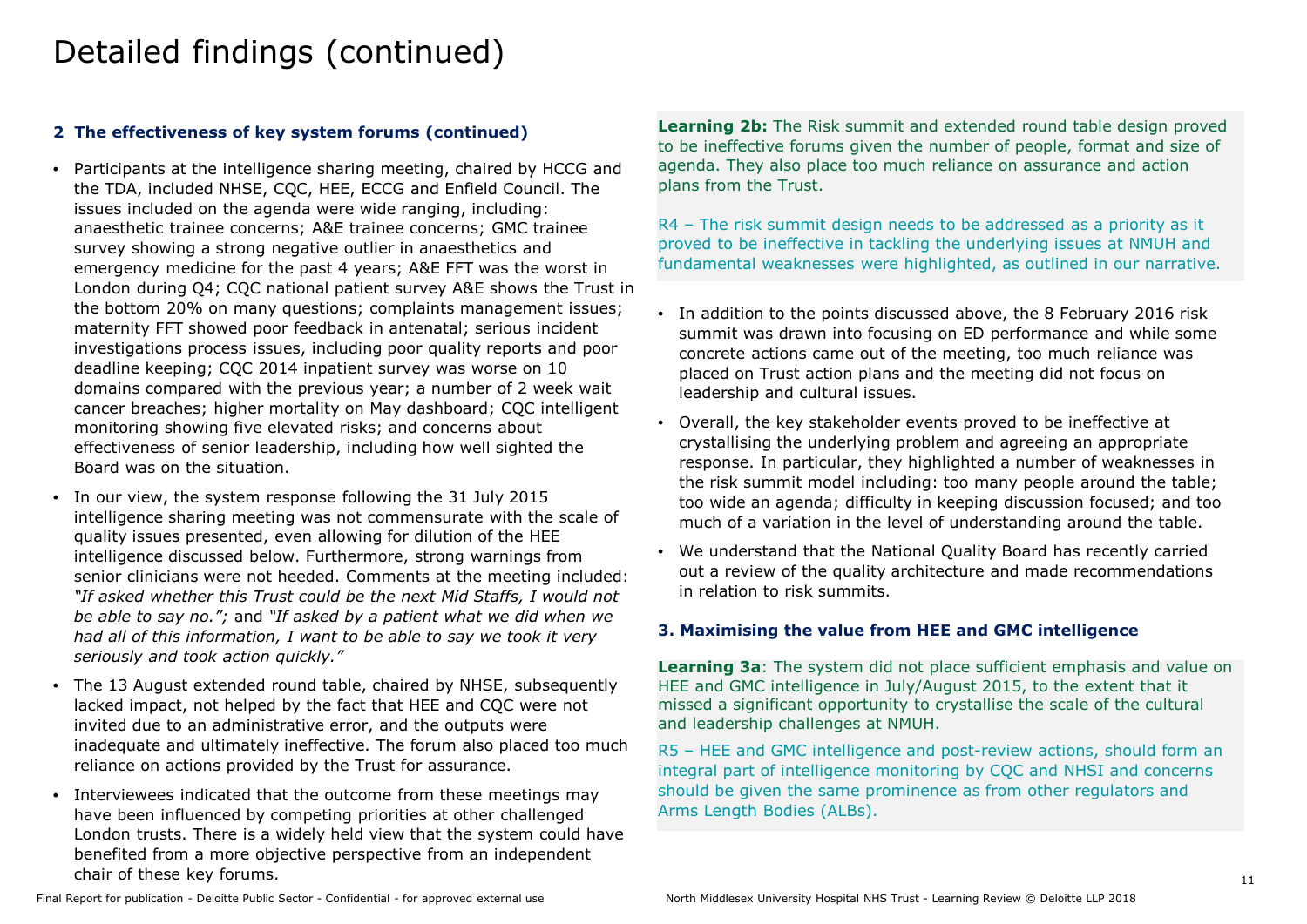# Detailed findings (continued)

### 2 The effectiveness of key system forums (continued)

- Participants at the intelligence sharing meeting, chaired by HCCG and the TDA, included NHSE, CQC, HEE, ECCG and Enfield Council. The issues included on the agenda were wide ranging, including: anaesthetic trainee concerns; A&E trainee concerns; GMC trainee survey showing a strong negative outlier in anaesthetics and emergency medicine for the past 4 years; A&E FFT was the worst in London during Q4; CQC national patient survey A&E shows the Trust in the bottom 20% on many questions; complaints management issues; maternity FFT showed poor feedback in antenatal; serious incident investigations process issues, including poor quality reports and poor deadline keeping; CQC 2014 inpatient survey was worse on 10 domains compared with the previous year; a number of 2 week wait cancer breaches; higher mortality on May dashboard; CQC intelligent monitoring showing five elevated risks; and concerns about effectiveness of senior leadership, including how well sighted the Board was on the situation.
- In our view, the system response following the 31 July 2015 intelligence sharing meeting was not commensurate with the scale of quality issues presented, even allowing for dilution of the HEE intelligence discussed below. Furthermore, strong warnings from senior clinicians were not heeded. Comments at the meeting included: *"If asked whether this Trust could be the next Mid Staffs, I would not be able to say no.";* and *"If asked by a patient what we did when we had all of this information, I want to be able to say we took it very seriously and took action quickly."*
- The 13 August extended round table, chaired by NHSE, subsequently lacked impact, not helped by the fact that HEE and CQC were not invited due to an administrative error, and the outputs were inadequate and ultimately ineffective. The forum also placed too much reliance on actions provided by the Trust for assurance.
- Interviewees indicated that the outcome from these meetings may have been influenced by competing priorities at other challenged London trusts. There is a widely held view that the system could have benefited from a more objective perspective from an independent chair of these key forums.

**Learning 2b:** The Risk summit and extended round table design proved to be ineffective forums given the number of people, format and size of agenda. They also place too much reliance on assurance and action plans from the Trust.

R4 – The risk summit design needs to be addressed as a priority as it proved to be ineffective in tackling the underlying issues at NMUH and fundamental weaknesses were highlighted, as outlined in our narrative.

- In addition to the points discussed above, the 8 February 2016 risk summit was drawn into focusing on ED performance and while some concrete actions came out of the meeting, too much reliance was placed on Trust action plans and the meeting did not focus on leadership and cultural issues.
- Overall, the key stakeholder events proved to be ineffective at crystallising the underlying problem and agreeing an appropriate response. In particular, they highlighted a number of weaknesses in the risk summit model including: too many people around the table; too wide an agenda; difficulty in keeping discussion focused; and too much of a variation in the level of understanding around the table.
- We understand that the National Quality Board has recently carried out a review of the quality architecture and made recommendations in relation to risk summits.

### 3. Maximising the value from HEE and GMC intelligence

**Learning 3a**: The system did not place sufficient emphasis and value on HEE and GMC intelligence in July/August 2015, to the extent that it missed a significant opportunity to crystallise the scale of the cultural and leadership challenges at NMUH.

R5 – HEE and GMC intelligence and post-review actions, should form an integral part of intelligence monitoring by CQC and NHSI and concerns should be given the same prominence as from other regulators and Arms Length Bodies (ALBs).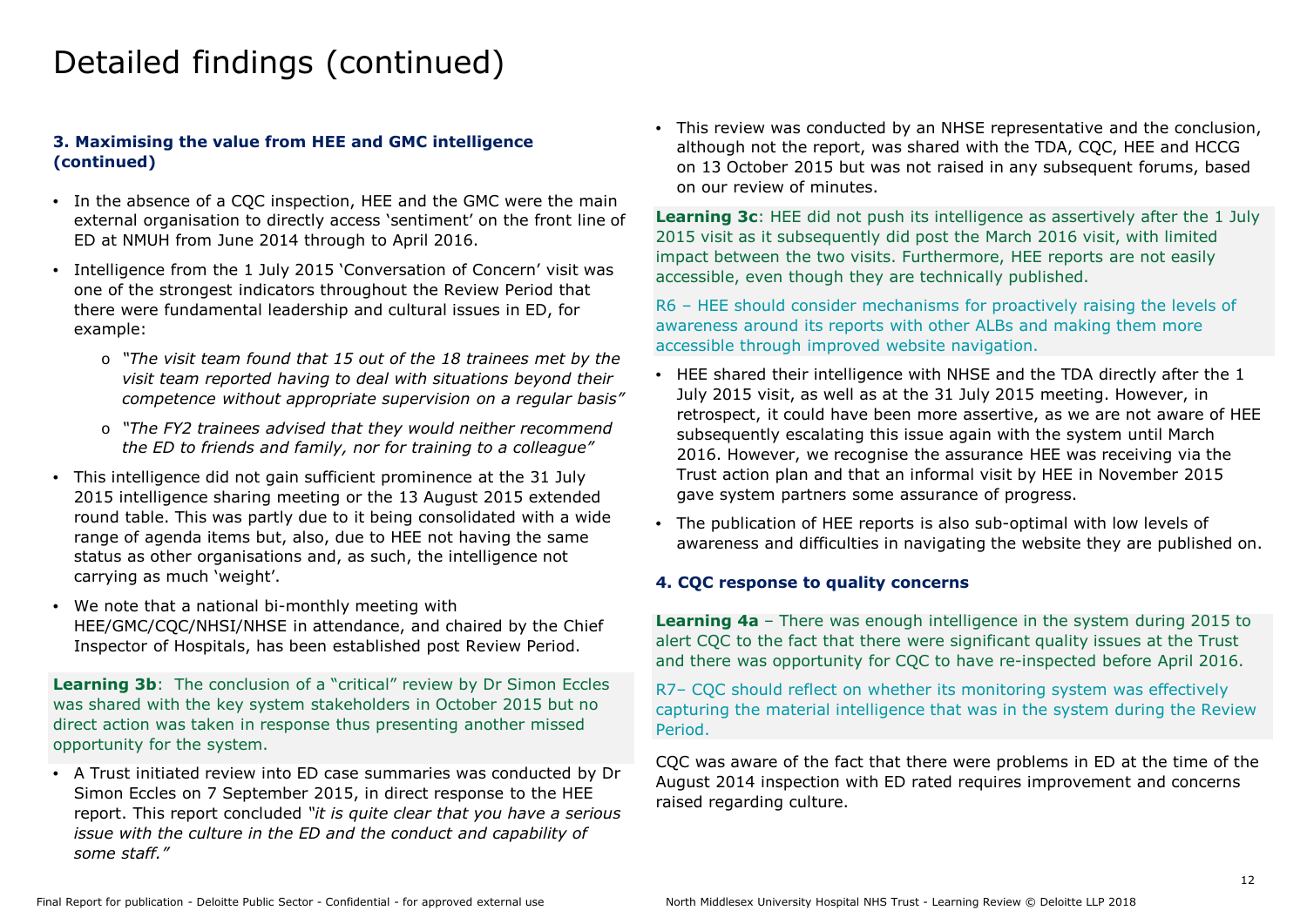# Detailed findings (continued)

### 3. Maximising the value from HEE and GMC intelligence (continued)

- In the absence of a CQC inspection, HEE and the GMC were the main external organisation to directly access 'sentiment' on the front line of ED at NMUH from June 2014 through to April 2016.
- Intelligence from the 1 July 2015 'Conversation of Concern' visit was one of the strongest indicators throughout the Review Period that there were fundamental leadership and cultural issues in ED, for example:
  - *"The visit team found that 15 out of the 18 trainees met by the visit team reported having to deal with situations beyond their competence without appropriate supervision on a regular basis"*
  - *"The FY2 trainees advised that they would neither recommend the ED to friends and family, nor for training to a colleague"*
- This intelligence did not gain sufficient prominence at the 31 July 2015 intelligence sharing meeting or the 13 August 2015 extended round table. This was partly due to it being consolidated with a wide range of agenda items but, also, due to HEE not having the same status as other organisations and, as such, the intelligence not carrying as much 'weight'.
- We note that a national bi-monthly meeting with HEE/GMC/CQC/NHSI/NHSE in attendance, and chaired by the Chief Inspector of Hospitals, has been established post Review Period.

**Learning 3b**: The conclusion of a "critical" review by Dr Simon Eccles was shared with the key system stakeholders in October 2015 but no direct action was taken in response thus presenting another missed opportunity for the system.

- A Trust initiated review into ED case summaries was conducted by Dr Simon Eccles on 7 September 2015, in direct response to the HEE report. This report concluded *"it is quite clear that you have a serious issue with the culture in the ED and the conduct and capability of some staff."*
- This review was conducted by an NHSE representative and the conclusion, although not the report, was shared with the TDA, CQC, HEE and HCCG on 13 October 2015 but was not raised in any subsequent forums, based on our review of minutes.

**Learning 3c**: HEE did not push its intelligence as assertively after the 1 July 2015 visit as it subsequently did post the March 2016 visit, with limited impact between the two visits. Furthermore, HEE reports are not easily accessible, even though they are technically published.

R6 – HEE should consider mechanisms for proactively raising the levels of awareness around its reports with other ALBs and making them more accessible through improved website navigation.

- HEE shared their intelligence with NHSE and the TDA directly after the 1 July 2015 visit, as well as at the 31 July 2015 meeting. However, in retrospect, it could have been more assertive, as we are not aware of HEE subsequently escalating this issue again with the system until March 2016. However, we recognise the assurance HEE was receiving via the Trust action plan and that an informal visit by HEE in November 2015 gave system partners some assurance of progress.
- The publication of HEE reports is also sub-optimal with low levels of awareness and difficulties in navigating the website they are published on.

### 4. CQC response to quality concerns

**Learning 4a** – There was enough intelligence in the system during 2015 to alert CQC to the fact that there were significant quality issues at the Trust and there was opportunity for CQC to have re-inspected before April 2016.

R7– CQC should reflect on whether its monitoring system was effectively capturing the material intelligence that was in the system during the Review Period.

CQC was aware of the fact that there were problems in ED at the time of the August 2014 inspection with ED rated requires improvement and concerns raised regarding culture.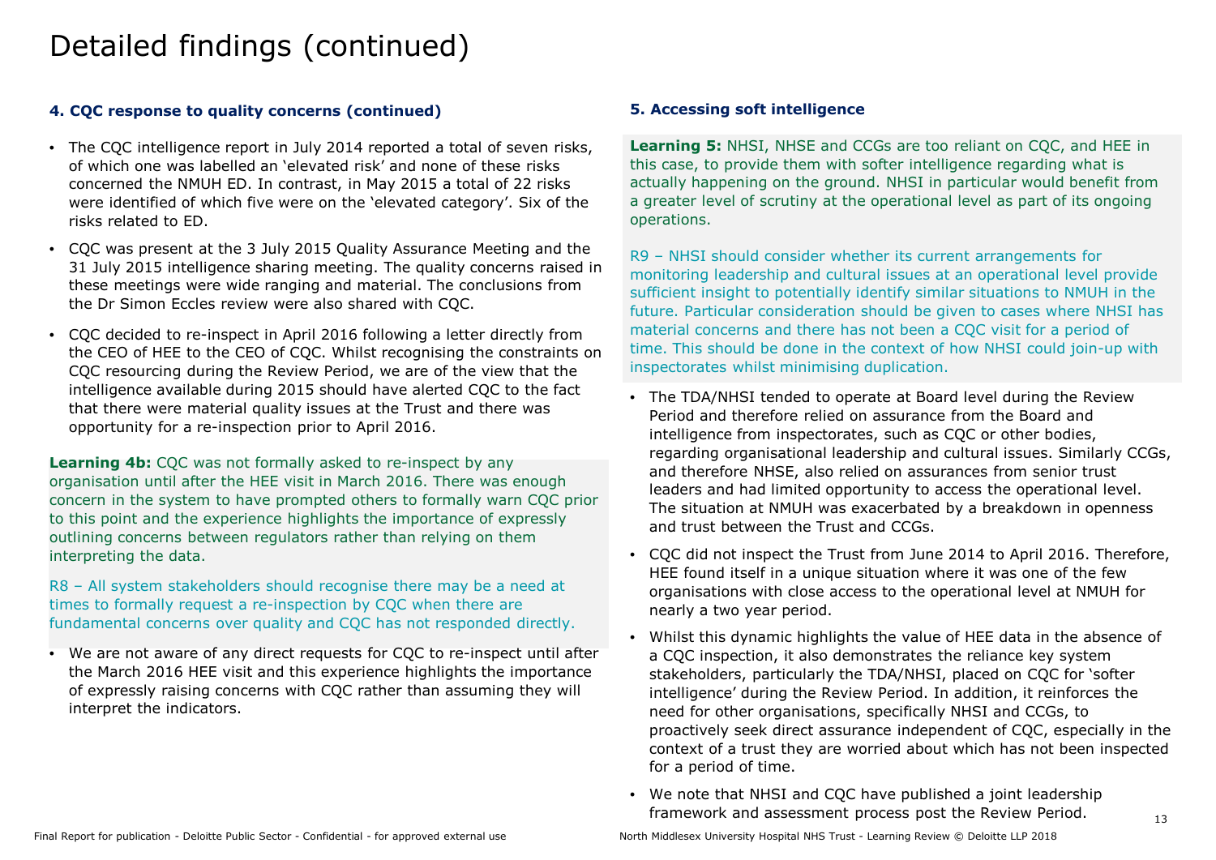# Detailed findings (continued)

### 4. CQC response to quality concerns (continued)

- The CQC intelligence report in July 2014 reported a total of seven risks, of which one was labelled an 'elevated risk' and none of these risks concerned the NMUH ED. In contrast, in May 2015 a total of 22 risks were identified of which five were on the 'elevated category'. Six of the risks related to ED.
- CQC was present at the 3 July 2015 Quality Assurance Meeting and the 31 July 2015 intelligence sharing meeting. The quality concerns raised in these meetings were wide ranging and material. The conclusions from the Dr Simon Eccles review were also shared with CQC.
- CQC decided to re-inspect in April 2016 following a letter directly from the CEO of HEE to the CEO of CQC. Whilst recognising the constraints on CQC resourcing during the Review Period, we are of the view that the intelligence available during 2015 should have alerted CQC to the fact that there were material quality issues at the Trust and there was opportunity for a re-inspection prior to April 2016.

**Learning 4b:** CQC was not formally asked to re-inspect by any organisation until after the HEE visit in March 2016. There was enough concern in the system to have prompted others to formally warn CQC prior to this point and the experience highlights the importance of expressly outlining concerns between regulators rather than relying on them interpreting the data.

R8 – All system stakeholders should recognise there may be a need at times to formally request a re-inspection by CQC when there are fundamental concerns over quality and CQC has not responded directly.

- We are not aware of any direct requests for CQC to re-inspect until after the March 2016 HEE visit and this experience highlights the importance of expressly raising concerns with CQC rather than assuming they will interpret the indicators.

### 5. Accessing soft intelligence

**Learning 5:** NHSI, NHSE and CCGs are too reliant on CQC, and HEE in this case, to provide them with softer intelligence regarding what is actually happening on the ground. NHSI in particular would benefit from a greater level of scrutiny at the operational level as part of its ongoing operations.

R9 – NHSI should consider whether its current arrangements for monitoring leadership and cultural issues at an operational level provide sufficient insight to potentially identify similar situations to NMUH in the future. Particular consideration should be given to cases where NHSI has material concerns and there has not been a CQC visit for a period of time. This should be done in the context of how NHSI could join-up with inspectorates whilst minimising duplication.

- The TDA/NHSI tended to operate at Board level during the Review Period and therefore relied on assurance from the Board and intelligence from inspectorates, such as CQC or other bodies, regarding organisational leadership and cultural issues. Similarly CCGs, and therefore NHSE, also relied on assurances from senior trust leaders and had limited opportunity to access the operational level. The situation at NMUH was exacerbated by a breakdown in openness and trust between the Trust and CCGs.
- CQC did not inspect the Trust from June 2014 to April 2016. Therefore, HEE found itself in a unique situation where it was one of the few organisations with close access to the operational level at NMUH for nearly a two year period.
- Whilst this dynamic highlights the value of HEE data in the absence of a CQC inspection, it also demonstrates the reliance key system stakeholders, particularly the TDA/NHSI, placed on CQC for 'softer intelligence' during the Review Period. In addition, it reinforces the need for other organisations, specifically NHSI and CCGs, to proactively seek direct assurance independent of CQC, especially in the context of a trust they are worried about which has not been inspected for a period of time.
- We note that NHSI and CQC have published a joint leadership framework and assessment process post the Review Period.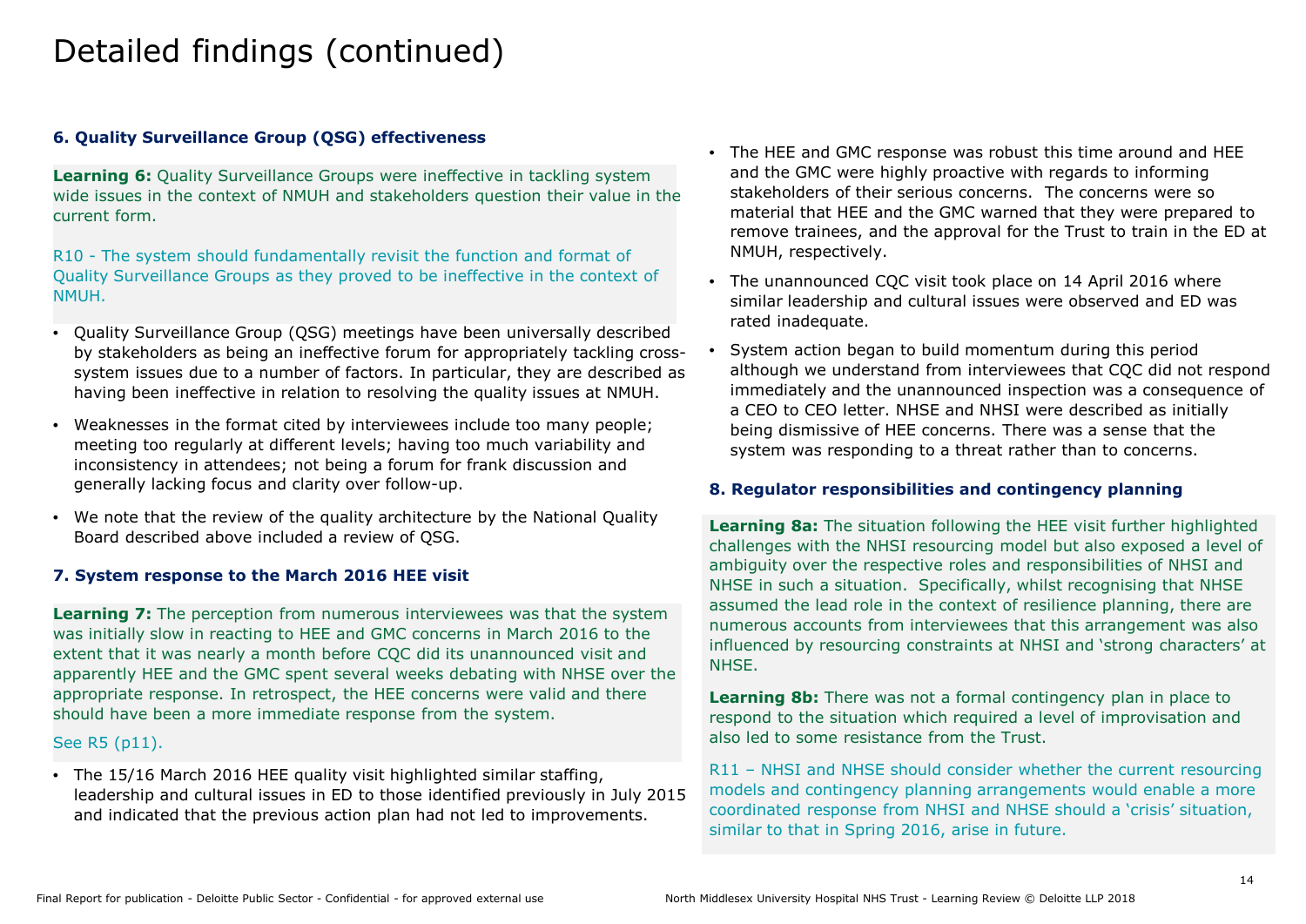# Detailed findings (continued)

### 6. Quality Surveillance Group (QSG) effectiveness

**Learning 6:** Quality Surveillance Groups were ineffective in tackling system wide issues in the context of NMUH and stakeholders question their value in the current form.

R10 - The system should fundamentally revisit the function and format of Quality Surveillance Groups as they proved to be ineffective in the context of NMUH.

- Quality Surveillance Group (QSG) meetings have been universally described by stakeholders as being an ineffective forum for appropriately tackling cross-system issues due to a number of factors. In particular, they are described as having been ineffective in relation to resolving the quality issues at NMUH.
- Weaknesses in the format cited by interviewees include too many people; meeting too regularly at different levels; having too much variability and inconsistency in attendees; not being a forum for frank discussion and generally lacking focus and clarity over follow-up.
- We note that the review of the quality architecture by the National Quality Board described above included a review of QSG.

### 7. System response to the March 2016 HEE visit

**Learning 7:** The perception from numerous interviewees was that the system was initially slow in reacting to HEE and GMC concerns in March 2016 to the extent that it was nearly a month before CQC did its unannounced visit and apparently HEE and the GMC spent several weeks debating with NHSE over the appropriate response. In retrospect, the HEE concerns were valid and there should have been a more immediate response from the system.

See R5 (p11).

- The 15/16 March 2016 HEE quality visit highlighted similar staffing, leadership and cultural issues in ED to those identified previously in July 2015 and indicated that the previous action plan had not led to improvements.
- The HEE and GMC response was robust this time around and HEE and the GMC were highly proactive with regards to informing stakeholders of their serious concerns. The concerns were so material that HEE and the GMC warned that they were prepared to remove trainees, and the approval for the Trust to train in the ED at NMUH, respectively.
- The unannounced CQC visit took place on 14 April 2016 where similar leadership and cultural issues were observed and ED was rated inadequate.
- System action began to build momentum during this period although we understand from interviewees that CQC did not respond immediately and the unannounced inspection was a consequence of a CEO to CEO letter. NHSE and NHSI were described as initially being dismissive of HEE concerns. There was a sense that the system was responding to a threat rather than to concerns.

### 8. Regulator responsibilities and contingency planning

**Learning 8a:** The situation following the HEE visit further highlighted challenges with the NHSI resourcing model but also exposed a level of ambiguity over the respective roles and responsibilities of NHSI and NHSE in such a situation. Specifically, whilst recognising that NHSE assumed the lead role in the context of resilience planning, there are numerous accounts from interviewees that this arrangement was also influenced by resourcing constraints at NHSI and 'strong characters' at NHSE.

**Learning 8b:** There was not a formal contingency plan in place to respond to the situation which required a level of improvisation and also led to some resistance from the Trust.

R11 – NHSI and NHSE should consider whether the current resourcing models and contingency planning arrangements would enable a more coordinated response from NHSI and NHSE should a 'crisis' situation, similar to that in Spring 2016, arise in future.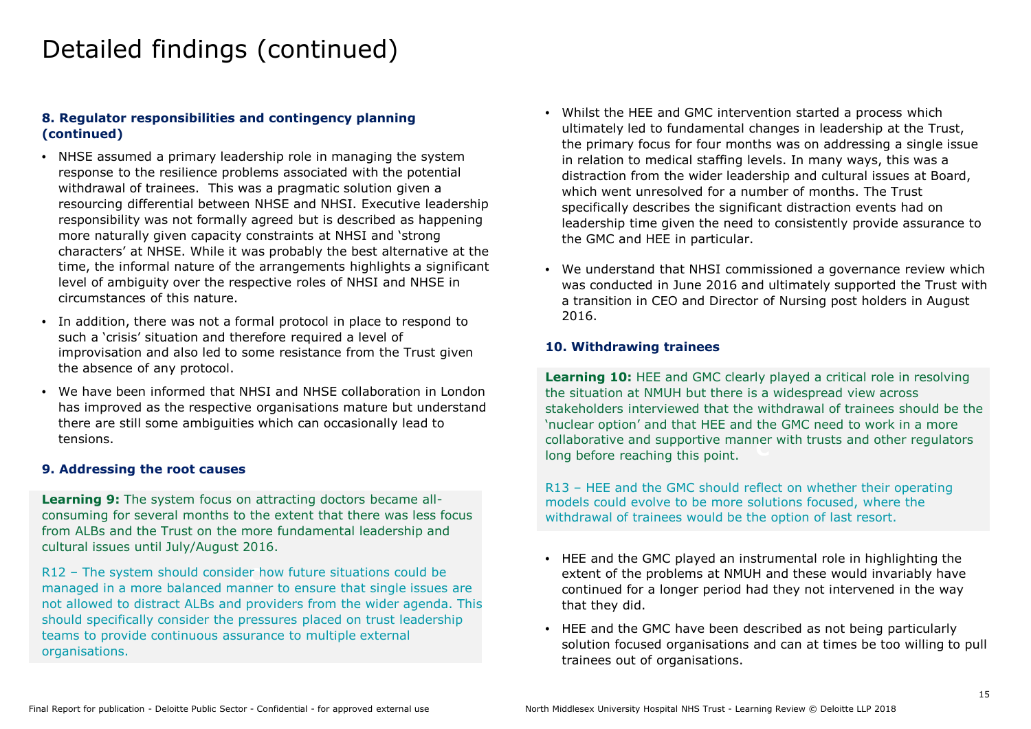# Detailed findings (continued)

### 8. Regulator responsibilities and contingency planning (continued)

- NHSE assumed a primary leadership role in managing the system response to the resilience problems associated with the potential withdrawal of trainees. This was a pragmatic solution given a resourcing differential between NHSE and NHSI. Executive leadership responsibility was not formally agreed but is described as happening more naturally given capacity constraints at NHSI and 'strong characters' at NHSE. While it was probably the best alternative at the time, the informal nature of the arrangements highlights a significant level of ambiguity over the respective roles of NHSI and NHSE in circumstances of this nature.
- In addition, there was not a formal protocol in place to respond to such a 'crisis' situation and therefore required a level of improvisation and also led to some resistance from the Trust given the absence of any protocol.
- We have been informed that NHSI and NHSE collaboration in London has improved as the respective organisations mature but understand there are still some ambiguities which can occasionally lead to tensions.

### 9. Addressing the root causes

**Learning 9:** The system focus on attracting doctors became all-consuming for several months to the extent that there was less focus from ALBs and the Trust on the more fundamental leadership and cultural issues until July/August 2016.

R12 – The system should consider how future situations could be managed in a more balanced manner to ensure that single issues are not allowed to distract ALBs and providers from the wider agenda. This should specifically consider the pressures placed on trust leadership teams to provide continuous assurance to multiple external organisations.

- Whilst the HEE and GMC intervention started a process which ultimately led to fundamental changes in leadership at the Trust, the primary focus for four months was on addressing a single issue in relation to medical staffing levels. In many ways, this was a distraction from the wider leadership and cultural issues at Board, which went unresolved for a number of months. The Trust specifically describes the significant distraction events had on leadership time given the need to consistently provide assurance to the GMC and HEE in particular.
- We understand that NHSI commissioned a governance review which was conducted in June 2016 and ultimately supported the Trust with a transition in CEO and Director of Nursing post holders in August 2016.

### 10. Withdrawing trainees

**Learning 10:** HEE and GMC clearly played a critical role in resolving the situation at NMUH but there is a widespread view across stakeholders interviewed that the withdrawal of trainees should be the 'nuclear option' and that HEE and the GMC need to work in a more collaborative and supportive manner with trusts and other regulators long before reaching this point.

R13 – HEE and the GMC should reflect on whether their operating models could evolve to be more solutions focused, where the withdrawal of trainees would be the option of last resort.

- HEE and the GMC played an instrumental role in highlighting the extent of the problems at NMUH and these would invariably have continued for a longer period had they not intervened in the way that they did.
- HEE and the GMC have been described as not being particularly solution focused organisations and can at times be too willing to pull trainees out of organisations.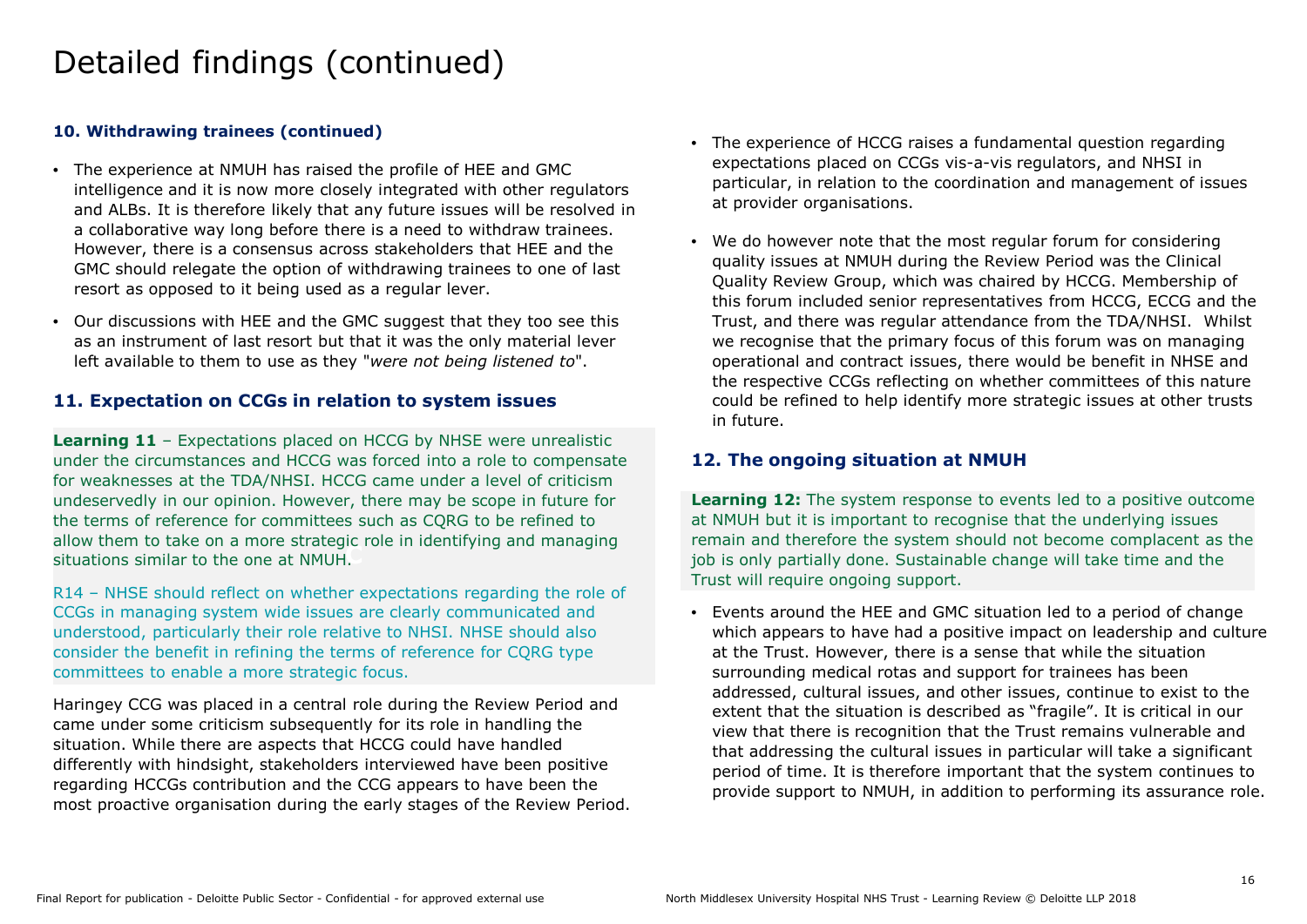# Detailed findings (continued)

**10. Withdrawing trainees (continued)**

- The experience at NMUH has raised the profile of HEE and GMC intelligence and it is now more closely integrated with other regulators and ALBs. It is therefore likely that any future issues will be resolved in a collaborative way long before there is a need to withdraw trainees. However, there is a consensus across stakeholders that HEE and the GMC should relegate the option of withdrawing trainees to one of last resort as opposed to it being used as a regular lever.
- Our discussions with HEE and the GMC suggest that they too see this as an instrument of last resort but that it was the only material lever left available to them to use as they "*were not being listened to*".

## 11. Expectation on CCGs in relation to system issues

**Learning 11** – Expectations placed on HCCG by NHSE were unrealistic under the circumstances and HCCG was forced into a role to compensate for weaknesses at the TDA/NHSI. HCCG came under a level of criticism undeservedly in our opinion. However, there may be scope in future for the terms of reference for committees such as CQRG to be refined to allow them to take on a more strategic role in identifying and managing situations similar to the one at NMUH.

R14 – NHSE should reflect on whether expectations regarding the role of CCGs in managing system wide issues are clearly communicated and understood, particularly their role relative to NHSI. NHSE should also consider the benefit in refining the terms of reference for CQRG type committees to enable a more strategic focus.

Haringey CCG was placed in a central role during the Review Period and came under some criticism subsequently for its role in handling the situation. While there are aspects that HCCG could have handled differently with hindsight, stakeholders interviewed have been positive regarding HCCGs contribution and the CCG appears to have been the most proactive organisation during the early stages of the Review Period.

- The experience of HCCG raises a fundamental question regarding expectations placed on CCGs vis-a-vis regulators, and NHSI in particular, in relation to the coordination and management of issues at provider organisations.
- We do however note that the most regular forum for considering quality issues at NMUH during the Review Period was the Clinical Quality Review Group, which was chaired by HCCG. Membership of this forum included senior representatives from HCCG, ECCG and the Trust, and there was regular attendance from the TDA/NHSI. Whilst we recognise that the primary focus of this forum was on managing operational and contract issues, there would be benefit in NHSE and the respective CCGs reflecting on whether committees of this nature could be refined to help identify more strategic issues at other trusts in future.

## 12. The ongoing situation at NMUH

**Learning 12:** The system response to events led to a positive outcome at NMUH but it is important to recognise that the underlying issues remain and therefore the system should not become complacent as the job is only partially done. Sustainable change will take time and the Trust will require ongoing support.

- Events around the HEE and GMC situation led to a period of change which appears to have had a positive impact on leadership and culture at the Trust. However, there is a sense that while the situation surrounding medical rotas and support for trainees has been addressed, cultural issues, and other issues, continue to exist to the extent that the situation is described as "fragile". It is critical in our view that there is recognition that the Trust remains vulnerable and that addressing the cultural issues in particular will take a significant period of time. It is therefore important that the system continues to provide support to NMUH, in addition to performing its assurance role.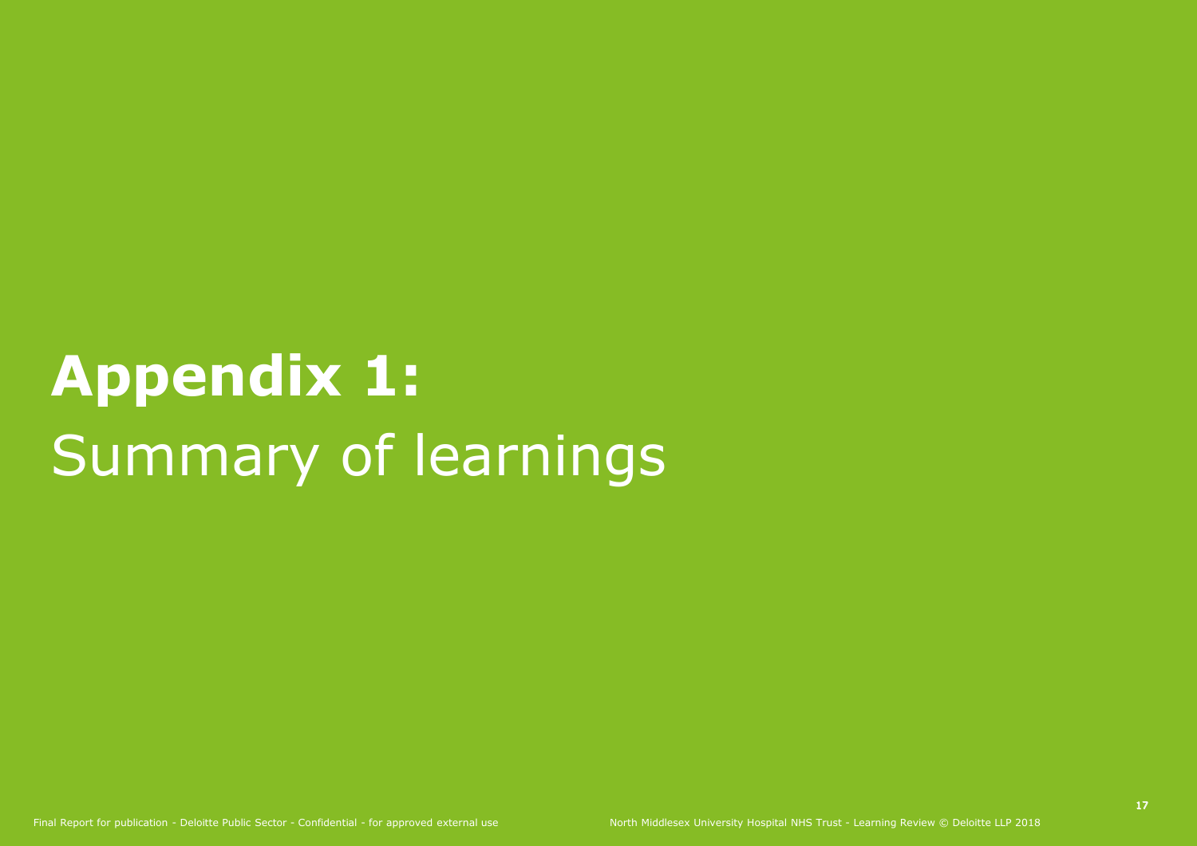# **Appendix 1:** Summary of learnings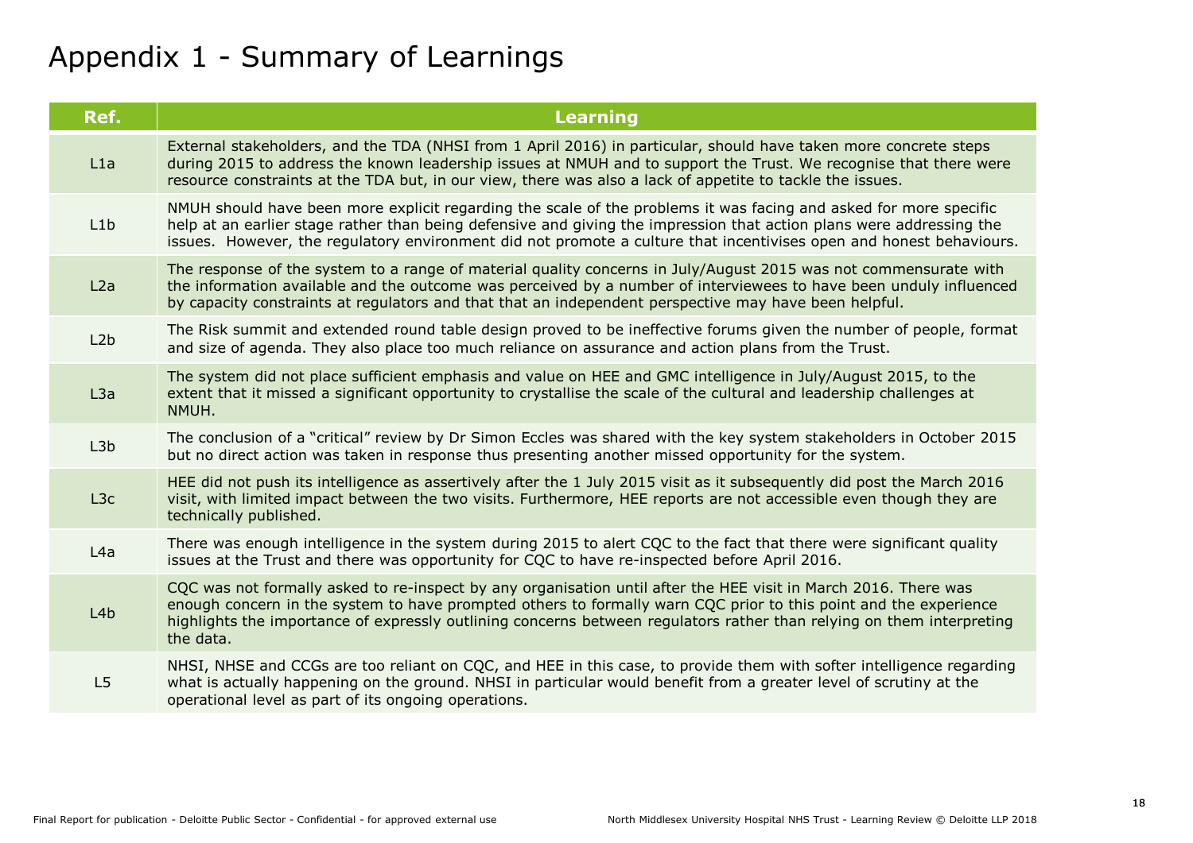# Appendix 1 - Summary of Learnings

| Ref. | Learning |
| --- | --- |
| L1a | External stakeholders, and the TDA (NHSI from 1 April 2016) in particular, should have taken more concrete steps during 2015 to address the known leadership issues at NMUH and to support the Trust. We recognise that there were resource constraints at the TDA but, in our view, there was also a lack of appetite to tackle the issues. |
| L1b | NMUH should have been more explicit regarding the scale of the problems it was facing and asked for more specific help at an earlier stage rather than being defensive and giving the impression that action plans were addressing the issues. However, the regulatory environment did not promote a culture that incentivises open and honest behaviours. |
| L2a | The response of the system to a range of material quality concerns in July/August 2015 was not commensurate with the information available and the outcome was perceived by a number of interviewees to have been unduly influenced by capacity constraints at regulators and that that an independent perspective may have been helpful. |
| L2b | The Risk summit and extended round table design proved to be ineffective forums given the number of people, format and size of agenda. They also place too much reliance on assurance and action plans from the Trust. |
| L3a | The system did not place sufficient emphasis and value on HEE and GMC intelligence in July/August 2015, to the extent that it missed a significant opportunity to crystallise the scale of the cultural and leadership challenges at NMUH. |
| L3b | The conclusion of a "critical" review by Dr Simon Eccles was shared with the key system stakeholders in October 2015 but no direct action was taken in response thus presenting another missed opportunity for the system. |
| L3c | HEE did not push its intelligence as assertively after the 1 July 2015 visit as it subsequently did post the March 2016 visit, with limited impact between the two visits. Furthermore, HEE reports are not accessible even though they are technically published. |
| L4a | There was enough intelligence in the system during 2015 to alert CQC to the fact that there were significant quality issues at the Trust and there was opportunity for CQC to have re-inspected before April 2016. |
| L4b | CQC was not formally asked to re-inspect by any organisation until after the HEE visit in March 2016. There was enough concern in the system to have prompted others to formally warn CQC prior to this point and the experience highlights the importance of expressly outlining concerns between regulators rather than relying on them interpreting the data. |
| L5 | NHSI, NHSE and CCGs are too reliant on CQC, and HEE in this case, to provide them with softer intelligence regarding what is actually happening on the ground. NHSI in particular would benefit from a greater level of scrutiny at the operational level as part of its ongoing operations. |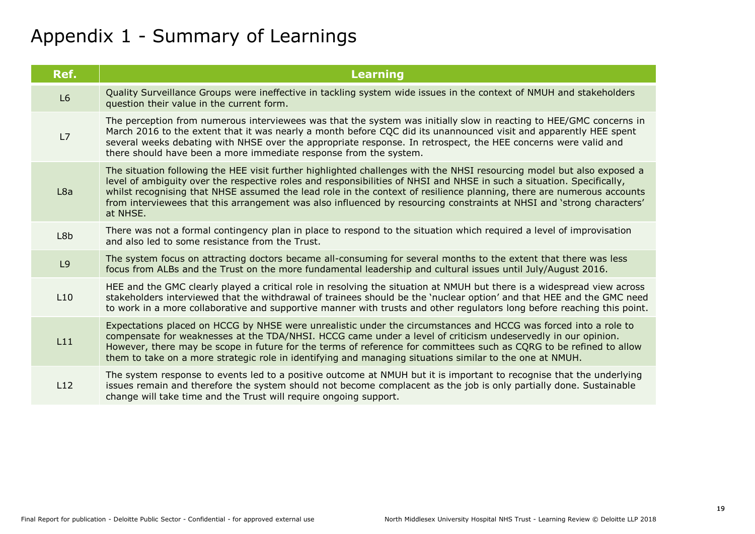# Appendix 1 - Summary of Learnings

| Ref. | Learning |
| --- | --- |
| L6 | Quality Surveillance Groups were ineffective in tackling system wide issues in the context of NMUH and stakeholders question their value in the current form. |
| L7 | The perception from numerous interviewees was that the system was initially slow in reacting to HEE/GMC concerns in March 2016 to the extent that it was nearly a month before CQC did its unannounced visit and apparently HEE spent several weeks debating with NHSE over the appropriate response. In retrospect, the HEE concerns were valid and there should have been a more immediate response from the system. |
| L8a | The situation following the HEE visit further highlighted challenges with the NHSI resourcing model but also exposed a level of ambiguity over the respective roles and responsibilities of NHSI and NHSE in such a situation. Specifically, whilst recognising that NHSE assumed the lead role in the context of resilience planning, there are numerous accounts from interviewees that this arrangement was also influenced by resourcing constraints at NHSI and 'strong characters' at NHSE. |
| L8b | There was not a formal contingency plan in place to respond to the situation which required a level of improvisation and also led to some resistance from the Trust. |
| L9 | The system focus on attracting doctors became all-consuming for several months to the extent that there was less focus from ALBs and the Trust on the more fundamental leadership and cultural issues until July/August 2016. |
| L10 | HEE and the GMC clearly played a critical role in resolving the situation at NMUH but there is a widespread view across stakeholders interviewed that the withdrawal of trainees should be the 'nuclear option' and that HEE and the GMC need to work in a more collaborative and supportive manner with trusts and other regulators long before reaching this point. |
| L11 | Expectations placed on HCCG by NHSE were unrealistic under the circumstances and HCCG was forced into a role to compensate for weaknesses at the TDA/NHSI. HCCG came under a level of criticism undeservedly in our opinion. However, there may be scope in future for the terms of reference for committees such as CQRG to be refined to allow them to take on a more strategic role in identifying and managing situations similar to the one at NMUH. |
| L12 | The system response to events led to a positive outcome at NMUH but it is important to recognise that the underlying issues remain and therefore the system should not become complacent as the job is only partially done. Sustainable change will take time and the Trust will require ongoing support. |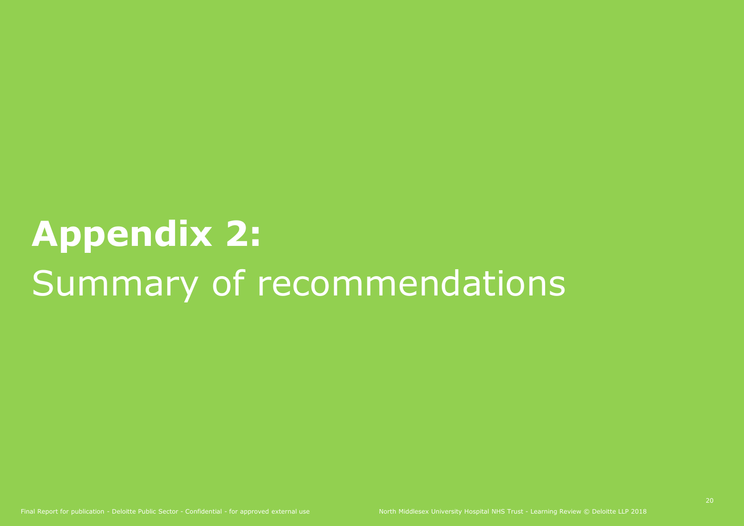# **Appendix 2:** Summary of recommendations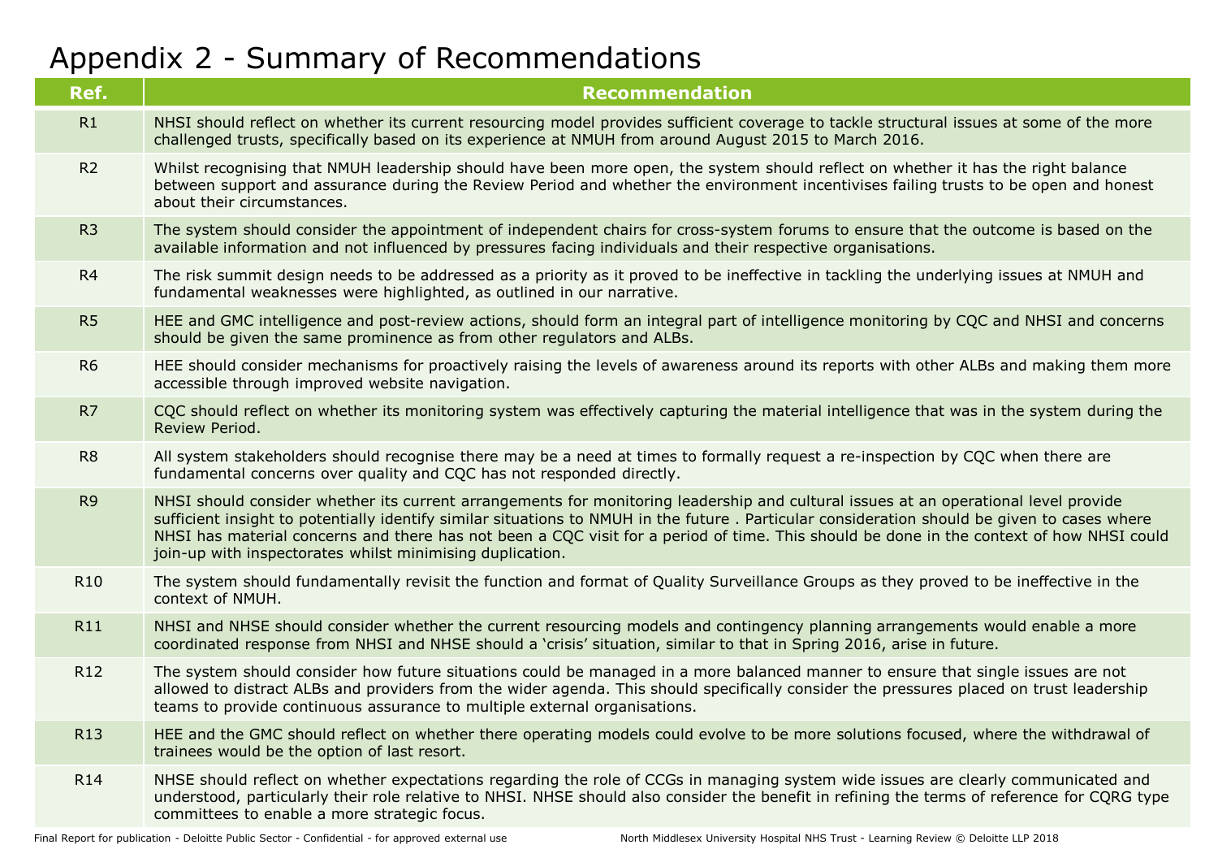# Appendix 2 - Summary of Recommendations

| Ref. | Recommendation |
|---|---|
| R1 | NHSI should reflect on whether its current resourcing model provides sufficient coverage to tackle structural issues at some of the more challenged trusts, specifically based on its experience at NMUH from around August 2015 to March 2016. |
| R2 | Whilst recognising that NMUH leadership should have been more open, the system should reflect on whether it has the right balance between support and assurance during the Review Period and whether the environment incentivises failing trusts to be open and honest about their circumstances. |
| R3 | The system should consider the appointment of independent chairs for cross-system forums to ensure that the outcome is based on the available information and not influenced by pressures facing individuals and their respective organisations. |
| R4 | The risk summit design needs to be addressed as a priority as it proved to be ineffective in tackling the underlying issues at NMUH and fundamental weaknesses were highlighted, as outlined in our narrative. |
| R5 | HEE and GMC intelligence and post-review actions, should form an integral part of intelligence monitoring by CQC and NHSI and concerns should be given the same prominence as from other regulators and ALBs. |
| R6 | HEE should consider mechanisms for proactively raising the levels of awareness around its reports with other ALBs and making them more accessible through improved website navigation. |
| R7 | CQC should reflect on whether its monitoring system was effectively capturing the material intelligence that was in the system during the Review Period. |
| R8 | All system stakeholders should recognise there may be a need at times to formally request a re-inspection by CQC when there are fundamental concerns over quality and CQC has not responded directly. |
| R9 | NHSI should consider whether its current arrangements for monitoring leadership and cultural issues at an operational level provide sufficient insight to potentially identify similar situations to NMUH in the future . Particular consideration should be given to cases where NHSI has material concerns and there has not been a CQC visit for a period of time. This should be done in the context of how NHSI could join-up with inspectorates whilst minimising duplication. |
| R10 | The system should fundamentally revisit the function and format of Quality Surveillance Groups as they proved to be ineffective in the context of NMUH. |
| R11 | NHSI and NHSE should consider whether the current resourcing models and contingency planning arrangements would enable a more coordinated response from NHSI and NHSE should a 'crisis' situation, similar to that in Spring 2016, arise in future. |
| R12 | The system should consider how future situations could be managed in a more balanced manner to ensure that single issues are not allowed to distract ALBs and providers from the wider agenda. This should specifically consider the pressures placed on trust leadership teams to provide continuous assurance to multiple external organisations. |
| R13 | HEE and the GMC should reflect on whether there operating models could evolve to be more solutions focused, where the withdrawal of trainees would be the option of last resort. |
| R14 | NHSE should reflect on whether expectations regarding the role of CCGs in managing system wide issues are clearly communicated and understood, particularly their role relative to NHSI. NHSE should also consider the benefit in refining the terms of reference for CQRG type committees to enable a more strategic focus. |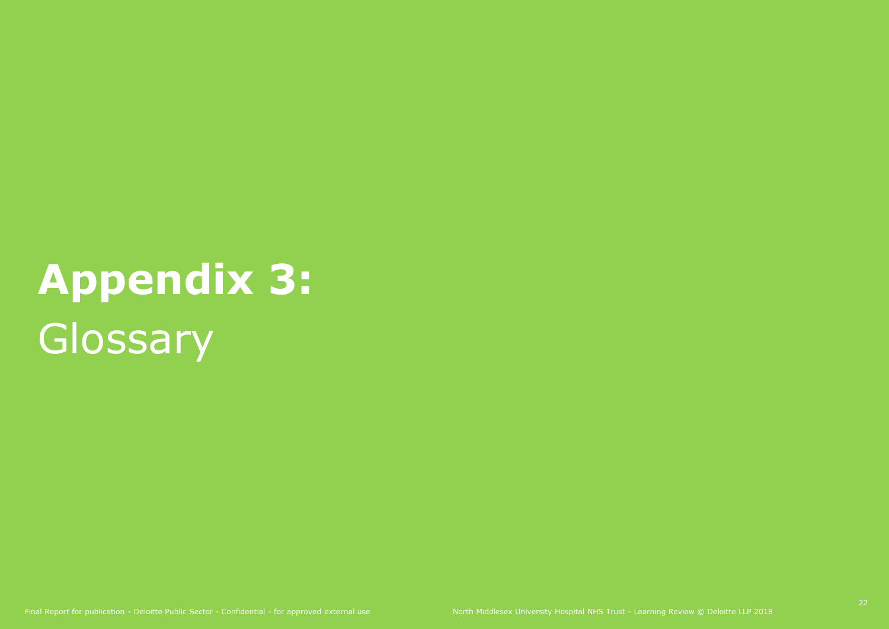# **Appendix 3:** Glossary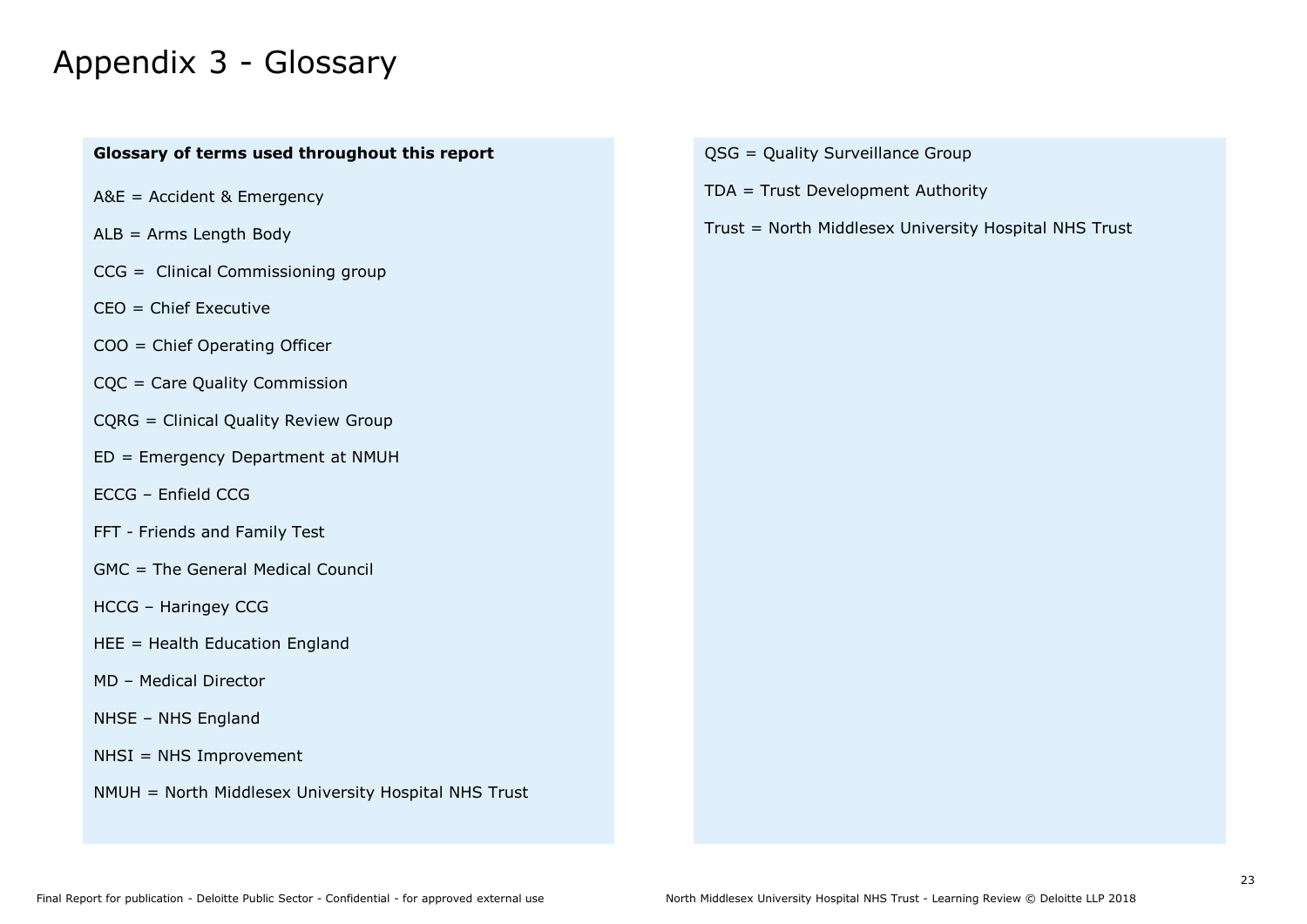# Appendix 3 - Glossary

**Glossary of terms used throughout this report**

A&E = Accident & Emergency

ALB = Arms Length Body

CCG = Clinical Commissioning group

CEO = Chief Executive

COO = Chief Operating Officer

CQC = Care Quality Commission

CQRG = Clinical Quality Review Group

ED = Emergency Department at NMUH

ECCG – Enfield CCG

FFT - Friends and Family Test

GMC = The General Medical Council

HCCG – Haringey CCG

HEE = Health Education England

MD – Medical Director

NHSE – NHS England

NHSI = NHS Improvement

NMUH = North Middlesex University Hospital NHS Trust

QSG = Quality Surveillance Group

TDA = Trust Development Authority

Trust = North Middlesex University Hospital NHS Trust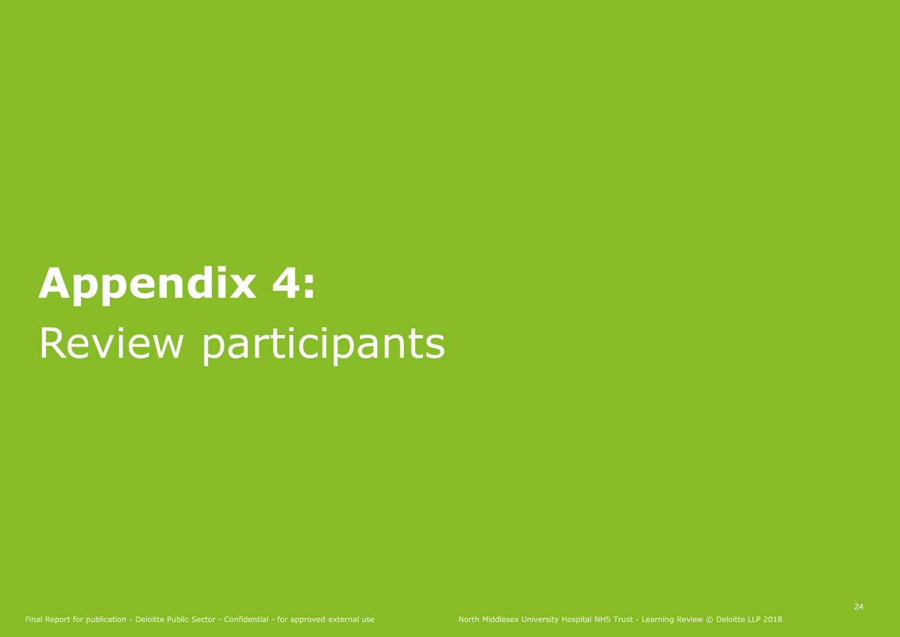# **Appendix 4:** Review participants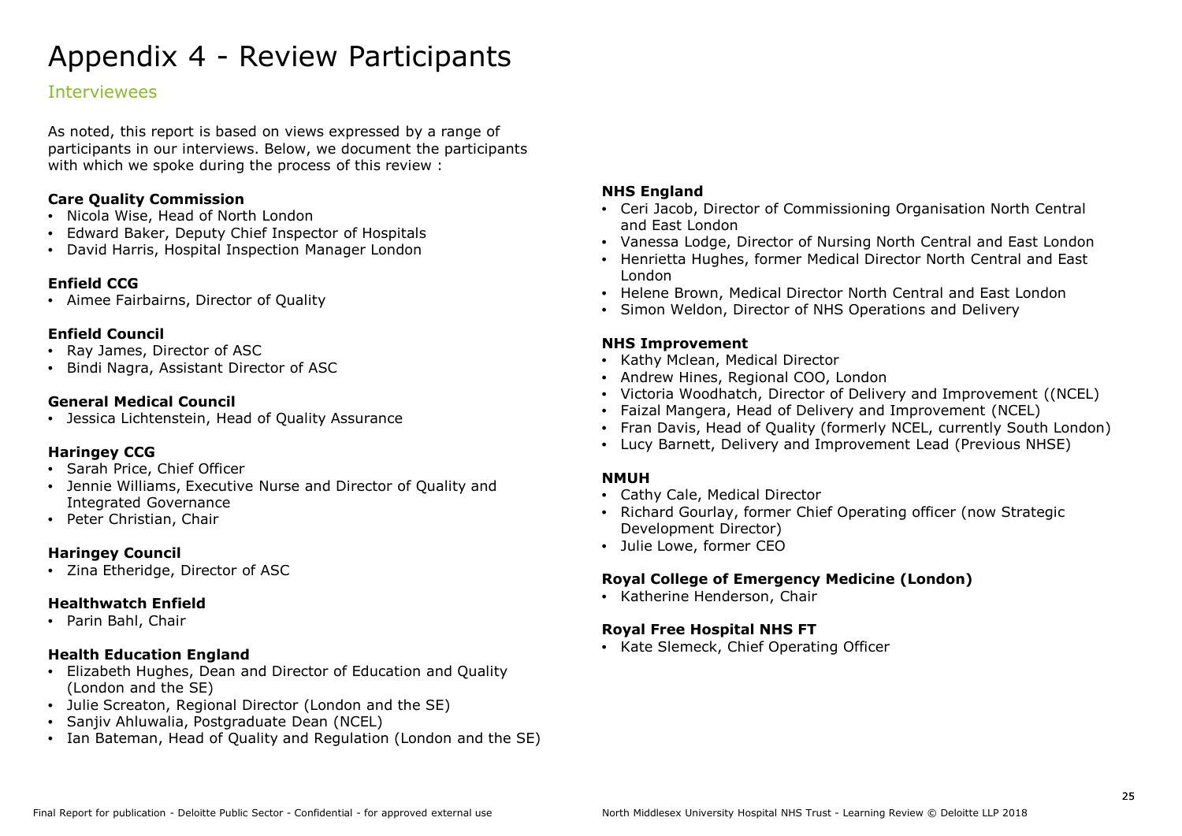# Appendix 4 - Review Participants

## Interviewees

As noted, this report is based on views expressed by a range of participants in our interviews. Below, we document the participants with which we spoke during the process of this review :

**Care Quality Commission**

- Nicola Wise, Head of North London
- Edward Baker, Deputy Chief Inspector of Hospitals
- David Harris, Hospital Inspection Manager London

**Enfield CCG**

- Aimee Fairbairns, Director of Quality

**Enfield Council**

- Ray James, Director of ASC
- Bindi Nagra, Assistant Director of ASC

**General Medical Council**

- Jessica Lichtenstein, Head of Quality Assurance

**Haringey CCG**

- Sarah Price, Chief Officer
- Jennie Williams, Executive Nurse and Director of Quality and Integrated Governance
- Peter Christian, Chair

**Haringey Council**

- Zina Etheridge, Director of ASC

**Healthwatch Enfield**

- Parin Bahl, Chair

**Health Education England**

- Elizabeth Hughes, Dean and Director of Education and Quality (London and the SE)
- Julie Screaton, Regional Director (London and the SE)
- Sanjiv Ahluwalia, Postgraduate Dean (NCEL)
- Ian Bateman, Head of Quality and Regulation (London and the SE)

**NHS England**

- Ceri Jacob, Director of Commissioning Organisation North Central and East London
- Vanessa Lodge, Director of Nursing North Central and East London
- Henrietta Hughes, former Medical Director North Central and East London
- Helene Brown, Medical Director North Central and East London
- Simon Weldon, Director of NHS Operations and Delivery

**NHS Improvement**

- Kathy Mclean, Medical Director
- Andrew Hines, Regional COO, London
- Victoria Woodhatch, Director of Delivery and Improvement ((NCEL)
- Faizal Mangera, Head of Delivery and Improvement (NCEL)
- Fran Davis, Head of Quality (formerly NCEL, currently South London)
- Lucy Barnett, Delivery and Improvement Lead (Previous NHSE)

**NMUH**

- Cathy Cale, Medical Director
- Richard Gourlay, former Chief Operating officer (now Strategic Development Director)
- Julie Lowe, former CEO

**Royal College of Emergency Medicine (London)**

- Katherine Henderson, Chair

**Royal Free Hospital NHS FT**

- Kate Slemeck, Chief Operating Officer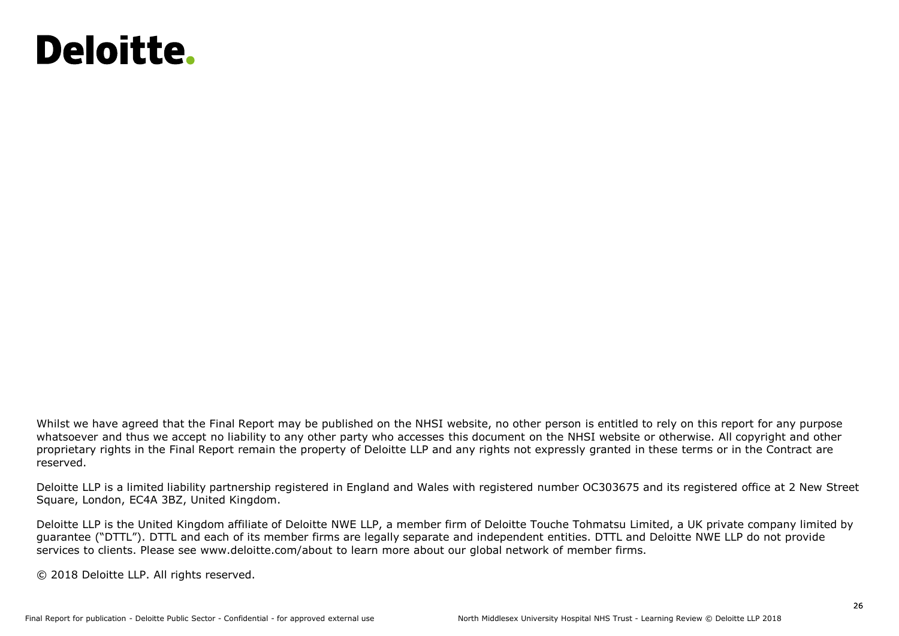# Deloitte.

Whilst we have agreed that the Final Report may be published on the NHSI website, no other person is entitled to rely on this report for any purpose whatsoever and thus we accept no liability to any other party who accesses this document on the NHSI website or otherwise. All copyright and other proprietary rights in the Final Report remain the property of Deloitte LLP and any rights not expressly granted in these terms or in the Contract are reserved.

Deloitte LLP is a limited liability partnership registered in England and Wales with registered number OC303675 and its registered office at 2 New Street Square, London, EC4A 3BZ, United Kingdom.

Deloitte LLP is the United Kingdom affiliate of Deloitte NWE LLP, a member firm of Deloitte Touche Tohmatsu Limited, a UK private company limited by guarantee (“DTTL”). DTTL and each of its member firms are legally separate and independent entities. DTTL and Deloitte NWE LLP do not provide services to clients. Please see www.deloitte.com/about to learn more about our global network of member firms.

© 2018 Deloitte LLP. All rights reserved.